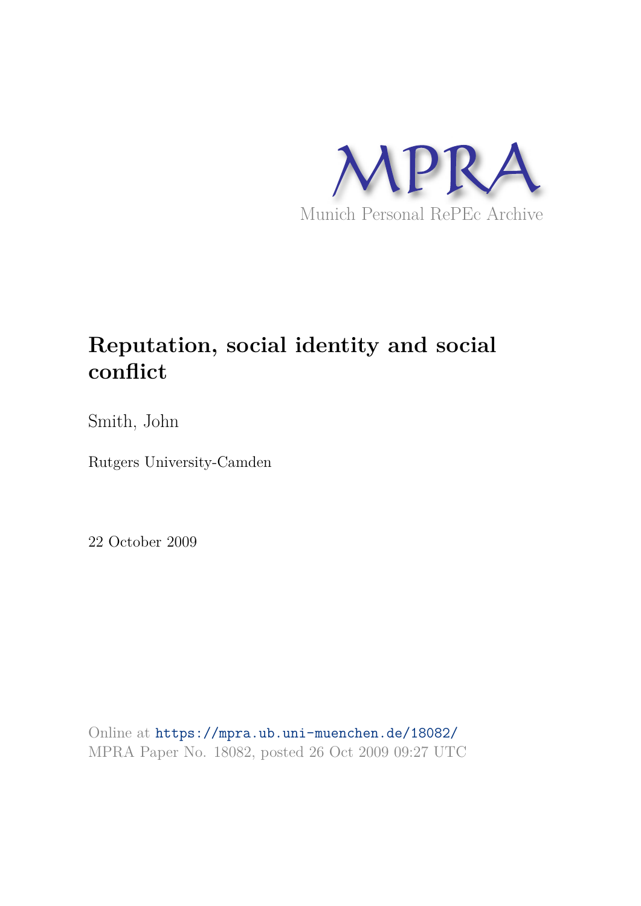MPRA

Munich Personal RePEc Archive

# Reputation, social identity and social conflict

Smith, John

Rutgers University-Camden

22 October 2009

Online at https://mpra.ub.uni-muenchen.de/18082/
MPRA Paper No. 18082, posted 26 Oct 2009 09:27 UTC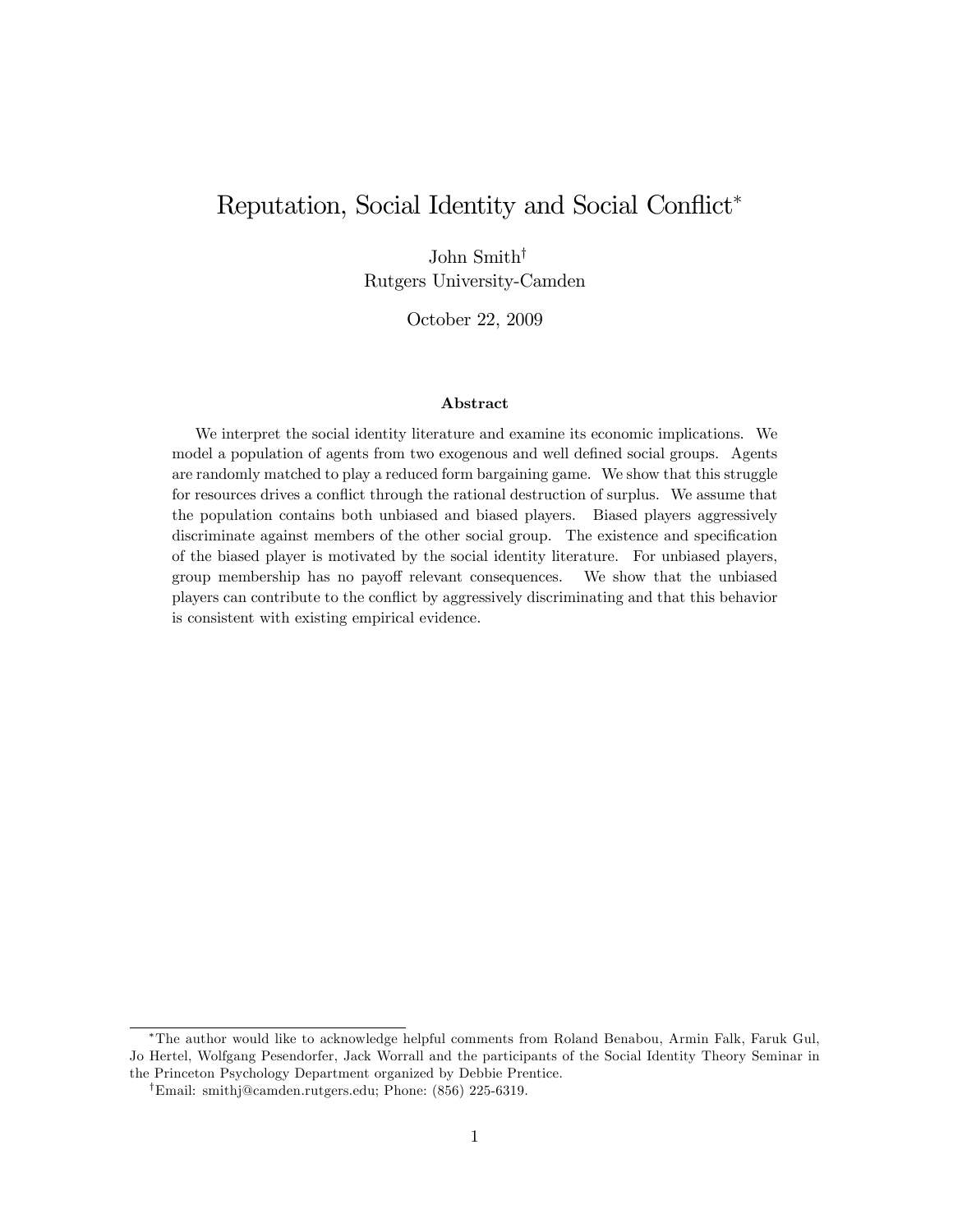# Reputation, Social Identity and Social Conflict*

John Smith†
Rutgers University-Camden

October 22, 2009

### Abstract

We interpret the social identity literature and examine its economic implications. We model a population of agents from two exogenous and well defined social groups. Agents are randomly matched to play a reduced form bargaining game. We show that this struggle for resources drives a conflict through the rational destruction of surplus. We assume that the population contains both unbiased and biased players. Biased players aggressively discriminate against members of the other social group. The existence and specification of the biased player is motivated by the social identity literature. For unbiased players, group membership has no payoff relevant consequences. We show that the unbiased players can contribute to the conflict by aggressively discriminating and that this behavior is consistent with existing empirical evidence.

---

*The author would like to acknowledge helpful comments from Roland Benabou, Armin Falk, Faruk Gul, Jo Hertel, Wolfgang Pesendorfer, Jack Worrall and the participants of the Social Identity Theory Seminar in the Princeton Psychology Department organized by Debbie Prentice.

†Email: smithj@camden.rutgers.edu; Phone: (856) 225-6319.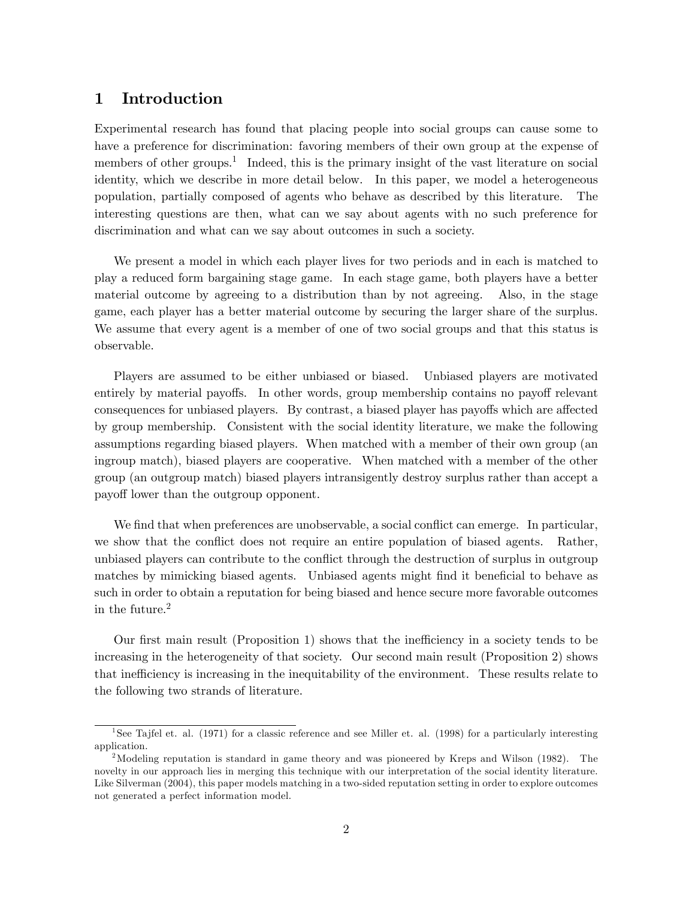# 1 Introduction

Experimental research has found that placing people into social groups can cause some to have a preference for discrimination: favoring members of their own group at the expense of members of other groups.[1] Indeed, this is the primary insight of the vast literature on social identity, which we describe in more detail below. In this paper, we model a heterogeneous population, partially composed of agents who behave as described by this literature. The interesting questions are then, what can we say about agents with no such preference for discrimination and what can we say about outcomes in such a society.

We present a model in which each player lives for two periods and in each is matched to play a reduced form bargaining stage game. In each stage game, both players have a better material outcome by agreeing to a distribution than by not agreeing. Also, in the stage game, each player has a better material outcome by securing the larger share of the surplus. We assume that every agent is a member of one of two social groups and that this status is observable.

Players are assumed to be either unbiased or biased. Unbiased players are motivated entirely by material payoffs. In other words, group membership contains no payoff relevant consequences for unbiased players. By contrast, a biased player has payoffs which are affected by group membership. Consistent with the social identity literature, we make the following assumptions regarding biased players. When matched with a member of their own group (an ingroup match), biased players are cooperative. When matched with a member of the other group (an outgroup match) biased players intransigently destroy surplus rather than accept a payoff lower than the outgroup opponent.

We find that when preferences are unobservable, a social conflict can emerge. In particular, we show that the conflict does not require an entire population of biased agents. Rather, unbiased players can contribute to the conflict through the destruction of surplus in outgroup matches by mimicking biased agents. Unbiased agents might find it beneficial to behave as such in order to obtain a reputation for being biased and hence secure more favorable outcomes in the future.[2]

Our first main result (Proposition 1) shows that the inefficiency in a society tends to be increasing in the heterogeneity of that society. Our second main result (Proposition 2) shows that inefficiency is increasing in the inequitability of the environment. These results relate to the following two strands of literature.

[1] See Tajfel et. al. (1971) for a classic reference and see Miller et. al. (1998) for a particularly interesting application.

[2] Modeling reputation is standard in game theory and was pioneered by Kreps and Wilson (1982). The novelty in our approach lies in merging this technique with our interpretation of the social identity literature. Like Silverman (2004), this paper models matching in a two-sided reputation setting in order to explore outcomes not generated a perfect information model.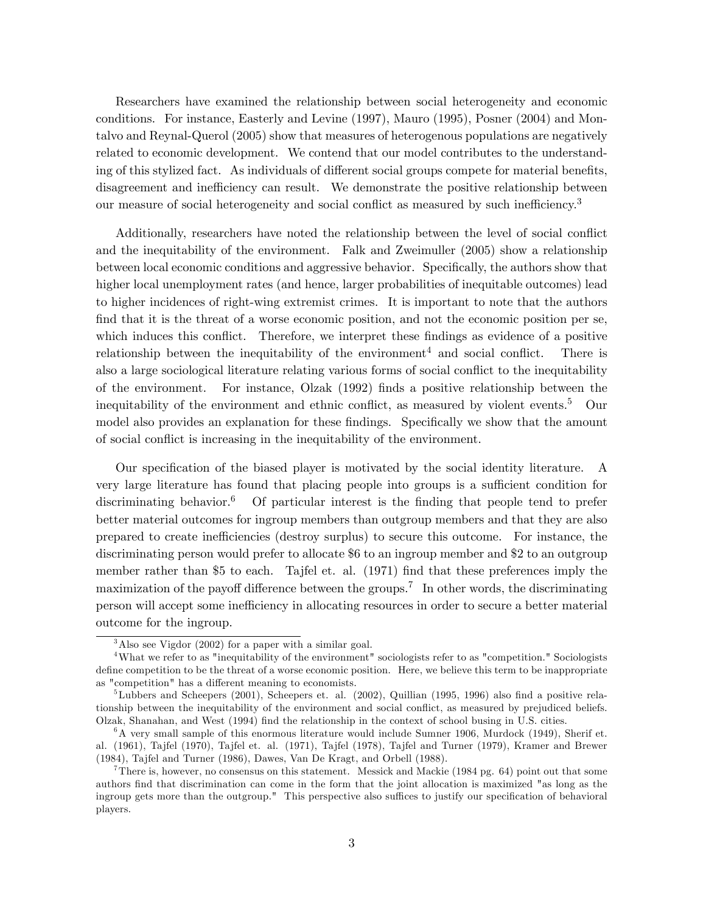Researchers have examined the relationship between social heterogeneity and economic conditions. For instance, Easterly and Levine (1997), Mauro (1995), Posner (2004) and Montalvo and Reynal-Querol (2005) show that measures of heterogenous populations are negatively related to economic development. We contend that our model contributes to the understanding of this stylized fact. As individuals of different social groups compete for material benefits, disagreement and inefficiency can result. We demonstrate the positive relationship between our measure of social heterogeneity and social conflict as measured by such inefficiency.[3]

Additionally, researchers have noted the relationship between the level of social conflict and the inequitability of the environment. Falk and Zweimuller (2005) show a relationship between local economic conditions and aggressive behavior. Specifically, the authors show that higher local unemployment rates (and hence, larger probabilities of inequitable outcomes) lead to higher incidences of right-wing extremist crimes. It is important to note that the authors find that it is the threat of a worse economic position, and not the economic position per se, which induces this conflict. Therefore, we interpret these findings as evidence of a positive relationship between the inequitability of the environment[4] and social conflict. There is also a large sociological literature relating various forms of social conflict to the inequitability of the environment. For instance, Olzak (1992) finds a positive relationship between the inequitability of the environment and ethnic conflict, as measured by violent events.[5] Our model also provides an explanation for these findings. Specifically we show that the amount of social conflict is increasing in the inequitability of the environment.

Our specification of the biased player is motivated by the social identity literature. A very large literature has found that placing people into groups is a sufficient condition for discriminating behavior.[6] Of particular interest is the finding that people tend to prefer better material outcomes for ingroup members than outgroup members and that they are also prepared to create inefficiencies (destroy surplus) to secure this outcome. For instance, the discriminating person would prefer to allocate \$6 to an ingroup member and \$2 to an outgroup member rather than \$5 to each. Tajfel et. al. (1971) find that these preferences imply the maximization of the payoff difference between the groups.[7] In other words, the discriminating person will accept some inefficiency in allocating resources in order to secure a better material outcome for the ingroup.

---

[3] Also see Vigdor (2002) for a paper with a similar goal.

[4] What we refer to as "inequitability of the environment" sociologists refer to as "competition." Sociologists define competition to be the threat of a worse economic position. Here, we believe this term to be inappropriate as "competition" has a different meaning to economists.

[5] Lubbers and Scheepers (2001), Scheepers et. al. (2002), Quillian (1995, 1996) also find a positive relationship between the inequitability of the environment and social conflict, as measured by prejudiced beliefs. Olzak, Shanahan, and West (1994) find the relationship in the context of school busing in U.S. cities.

[6] A very small sample of this enormous literature would include Sumner 1906, Murdock (1949), Sherif et. al. (1961), Tajfel (1970), Tajfel et. al. (1971), Tajfel (1978), Tajfel and Turner (1979), Kramer and Brewer (1984), Tajfel and Turner (1986), Dawes, Van De Kragt, and Orbell (1988).

[7] There is, however, no consensus on this statement. Messick and Mackie (1984 pg. 64) point out that some authors find that discrimination can come in the form that the joint allocation is maximized "as long as the ingroup gets more than the outgroup." This perspective also suffices to justify our specification of behavioral players.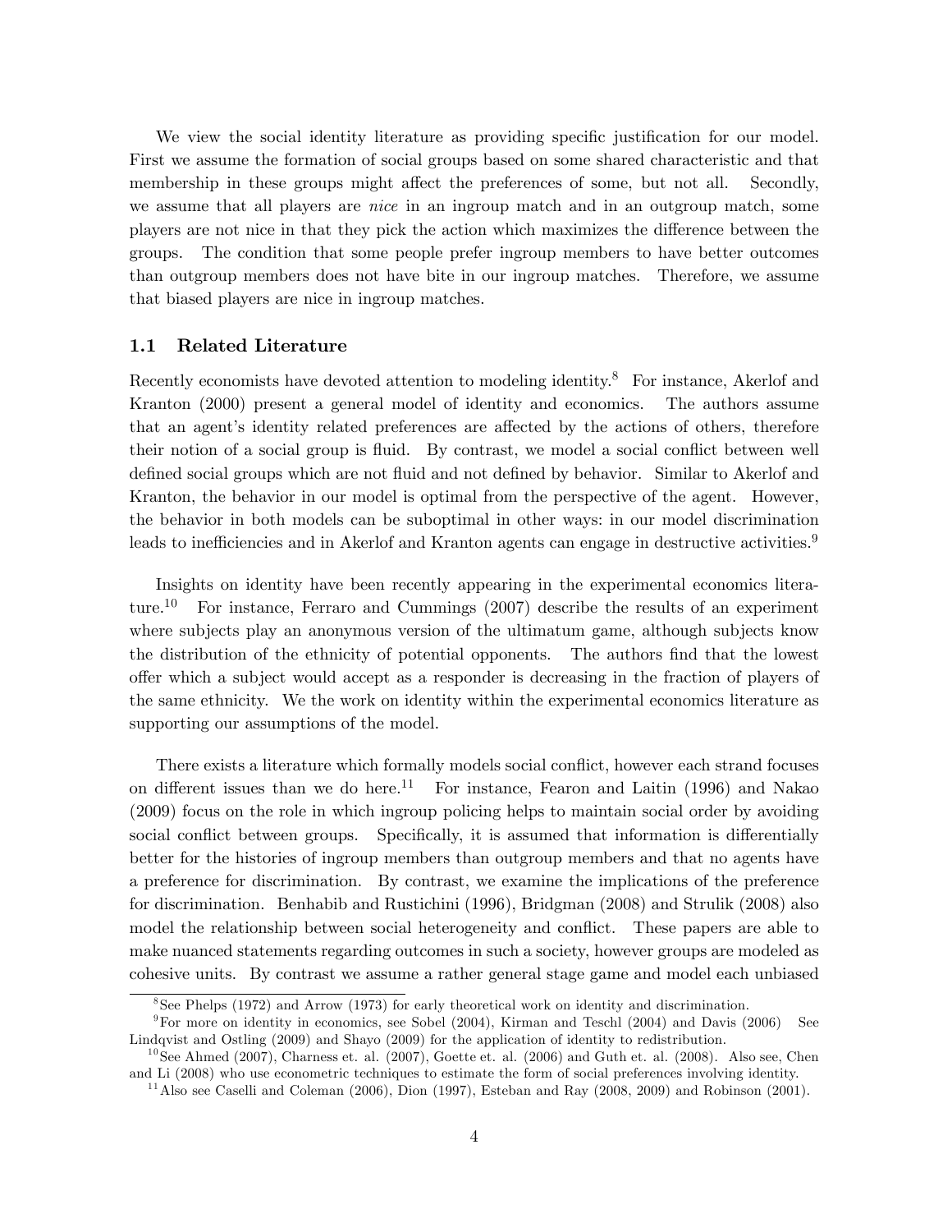We view the social identity literature as providing specific justification for our model. First we assume the formation of social groups based on some shared characteristic and that membership in these groups might affect the preferences of some, but not all. Secondly, we assume that all players are *nice* in an ingroup match and in an outgroup match, some players are not nice in that they pick the action which maximizes the difference between the groups. The condition that some people prefer ingroup members to have better outcomes than outgroup members does not have bite in our ingroup matches. Therefore, we assume that biased players are nice in ingroup matches.

### 1.1 Related Literature

Recently economists have devoted attention to modeling identity.[8] For instance, Akerlof and Kranton (2000) present a general model of identity and economics. The authors assume that an agent's identity related preferences are affected by the actions of others, therefore their notion of a social group is fluid. By contrast, we model a social conflict between well defined social groups which are not fluid and not defined by behavior. Similar to Akerlof and Kranton, the behavior in our model is optimal from the perspective of the agent. However, the behavior in both models can be suboptimal in other ways: in our model discrimination leads to inefficiencies and in Akerlof and Kranton agents can engage in destructive activities.[9]

Insights on identity have been recently appearing in the experimental economics literature.[10] For instance, Ferraro and Cummings (2007) describe the results of an experiment where subjects play an anonymous version of the ultimatum game, although subjects know the distribution of the ethnicity of potential opponents. The authors find that the lowest offer which a subject would accept as a responder is decreasing in the fraction of players of the same ethnicity. We the work on identity within the experimental economics literature as supporting our assumptions of the model.

There exists a literature which formally models social conflict, however each strand focuses on different issues than we do here.[11] For instance, Fearon and Laitin (1996) and Nakao (2009) focus on the role in which ingroup policing helps to maintain social order by avoiding social conflict between groups. Specifically, it is assumed that information is differentially better for the histories of ingroup members than outgroup members and that no agents have a preference for discrimination. By contrast, we examine the implications of the preference for discrimination. Benhabib and Rustichini (1996), Bridgman (2008) and Strulik (2008) also model the relationship between social heterogeneity and conflict. These papers are able to make nuanced statements regarding outcomes in such a society, however groups are modeled as cohesive units. By contrast we assume a rather general stage game and model each unbiased

---

[8] See Phelps (1972) and Arrow (1973) for early theoretical work on identity and discrimination.

[9] For more on identity in economics, see Sobel (2004), Kirman and Teschl (2004) and Davis (2006) See Lindqvist and Ostling (2009) and Shayo (2009) for the application of identity to redistribution.

[10] See Ahmed (2007), Charness et. al. (2007), Goette et. al. (2006) and Guth et. al. (2008). Also see, Chen and Li (2008) who use econometric techniques to estimate the form of social preferences involving identity.

[11] Also see Caselli and Coleman (2006), Dion (1997), Esteban and Ray (2008, 2009) and Robinson (2001).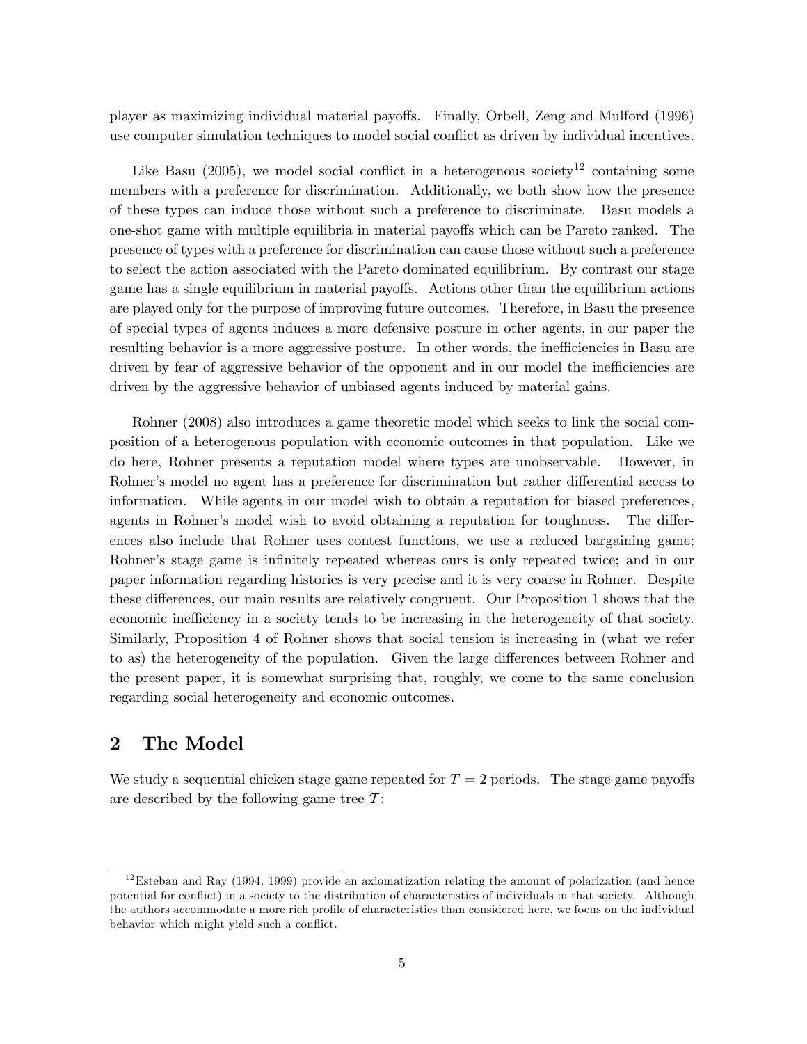player as maximizing individual material payoffs. Finally, Orbell, Zeng and Mulford (1996) use computer simulation techniques to model social conflict as driven by individual incentives.

Like Basu (2005), we model social conflict in a heterogenous society[12] containing some members with a preference for discrimination. Additionally, we both show how the presence of these types can induce those without such a preference to discriminate. Basu models a one-shot game with multiple equilibria in material payoffs which can be Pareto ranked. The presence of types with a preference for discrimination can cause those without such a preference to select the action associated with the Pareto dominated equilibrium. By contrast our stage game has a single equilibrium in material payoffs. Actions other than the equilibrium actions are played only for the purpose of improving future outcomes. Therefore, in Basu the presence of special types of agents induces a more defensive posture in other agents, in our paper the resulting behavior is a more aggressive posture. In other words, the inefficiencies in Basu are driven by fear of aggressive behavior of the opponent and in our model the inefficiencies are driven by the aggressive behavior of unbiased agents induced by material gains.

Rohner (2008) also introduces a game theoretic model which seeks to link the social composition of a heterogenous population with economic outcomes in that population. Like we do here, Rohner presents a reputation model where types are unobservable. However, in Rohner's model no agent has a preference for discrimination but rather differential access to information. While agents in our model wish to obtain a reputation for biased preferences, agents in Rohner's model wish to avoid obtaining a reputation for toughness. The differences also include that Rohner uses contest functions, we use a reduced bargaining game; Rohner's stage game is infinitely repeated whereas ours is only repeated twice; and in our paper information regarding histories is very precise and it is very coarse in Rohner. Despite these differences, our main results are relatively congruent. Our Proposition 1 shows that the economic inefficiency in a society tends to be increasing in the heterogeneity of that society. Similarly, Proposition 4 of Rohner shows that social tension is increasing in (what we refer to as) the heterogeneity of the population. Given the large differences between Rohner and the present paper, it is somewhat surprising that, roughly, we come to the same conclusion regarding social heterogeneity and economic outcomes.

## 2 The Model

We study a sequential chicken stage game repeated for $T = 2$ periods. The stage game payoffs are described by the following game tree $\mathcal{T}$:

[12] Esteban and Ray (1994, 1999) provide an axiomatization relating the amount of polarization (and hence potential for conflict) in a society to the distribution of characteristics of individuals in that society. Although the authors accommodate a more rich profile of characteristics than considered here, we focus on the individual behavior which might yield such a conflict.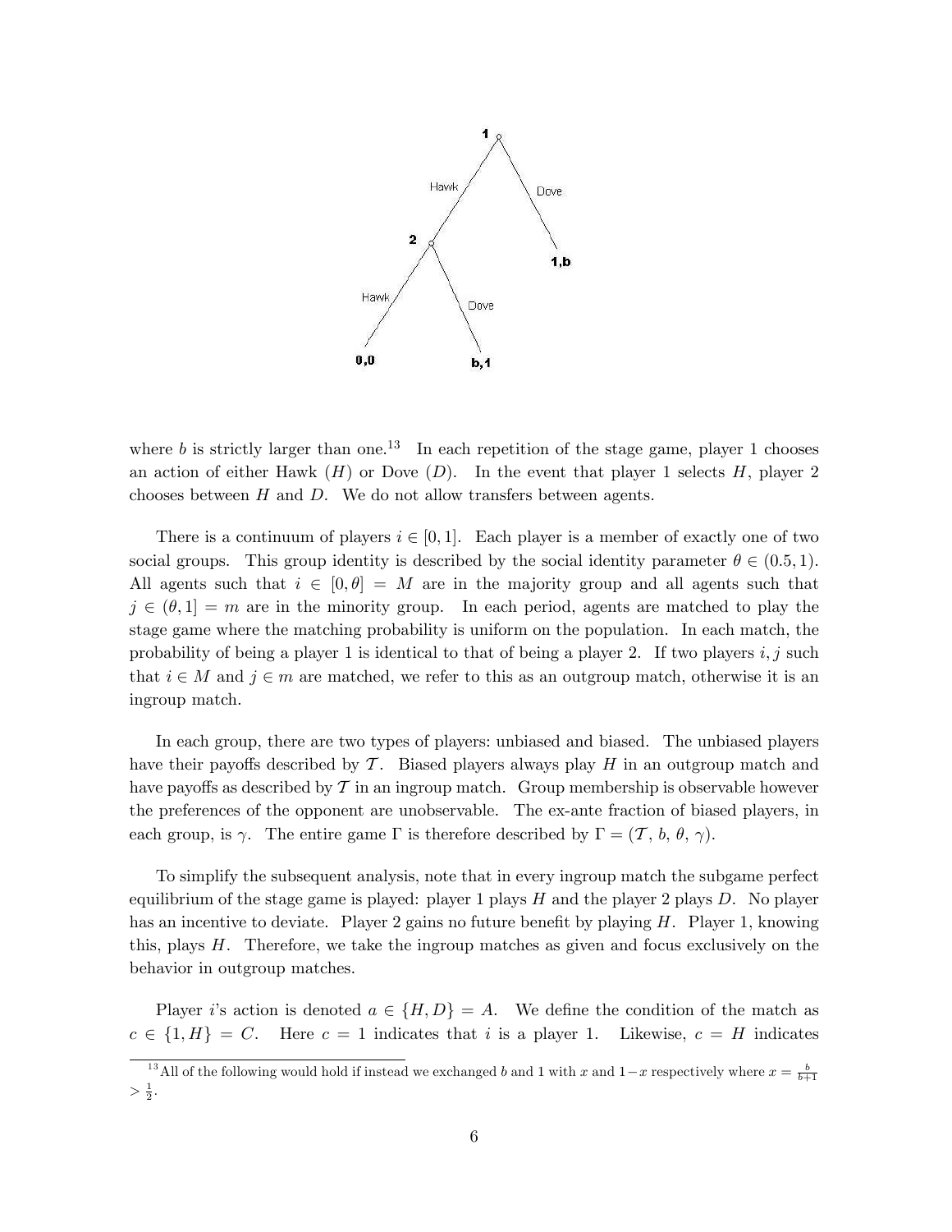where $b$ is strictly larger than one.[13] In each repetition of the stage game, player 1 chooses an action of either Hawk ($H$) or Dove ($D$). In the event that player 1 selects $H$, player 2 chooses between $H$ and $D$. We do not allow transfers between agents.

There is a continuum of players $i \in [0, 1]$. Each player is a member of exactly one of two social groups. This group identity is described by the social identity parameter $\theta \in (0.5, 1)$. All agents such that $i \in [0, \theta] = M$ are in the majority group and all agents such that $j \in (\theta, 1] = m$ are in the minority group. In each period, agents are matched to play the stage game where the matching probability is uniform on the population. In each match, the probability of being a player 1 is identical to that of being a player 2. If two players $i, j$ such that $i \in M$ and $j \in m$ are matched, we refer to this as an outgroup match, otherwise it is an ingroup match.

In each group, there are two types of players: unbiased and biased. The unbiased players have their payoffs described by $\mathcal{T}$. Biased players always play $H$ in an outgroup match and have payoffs as described by $\mathcal{T}$ in an ingroup match. Group membership is observable however the preferences of the opponent are unobservable. The ex-ante fraction of biased players, in each group, is $\gamma$. The entire game $\Gamma$ is therefore described by $\Gamma = (\mathcal{T},\, b,\, \theta,\, \gamma)$.

To simplify the subsequent analysis, note that in every ingroup match the subgame perfect equilibrium of the stage game is played: player 1 plays $H$ and the player 2 plays $D$. No player has an incentive to deviate. Player 2 gains no future benefit by playing $H$. Player 1, knowing this, plays $H$. Therefore, we take the ingroup matches as given and focus exclusively on the behavior in outgroup matches.

Player $i$'s action is denoted $a \in \{H, D\} = A$. We define the condition of the match as $c \in \{1, H\} = C$. Here $c = 1$ indicates that $i$ is a player 1. Likewise, $c = H$ indicates

[13] All of the following would hold if instead we exchanged $b$ and 1 with $x$ and $1-x$ respectively where $x = \frac{b}{b+1} > \frac{1}{2}$.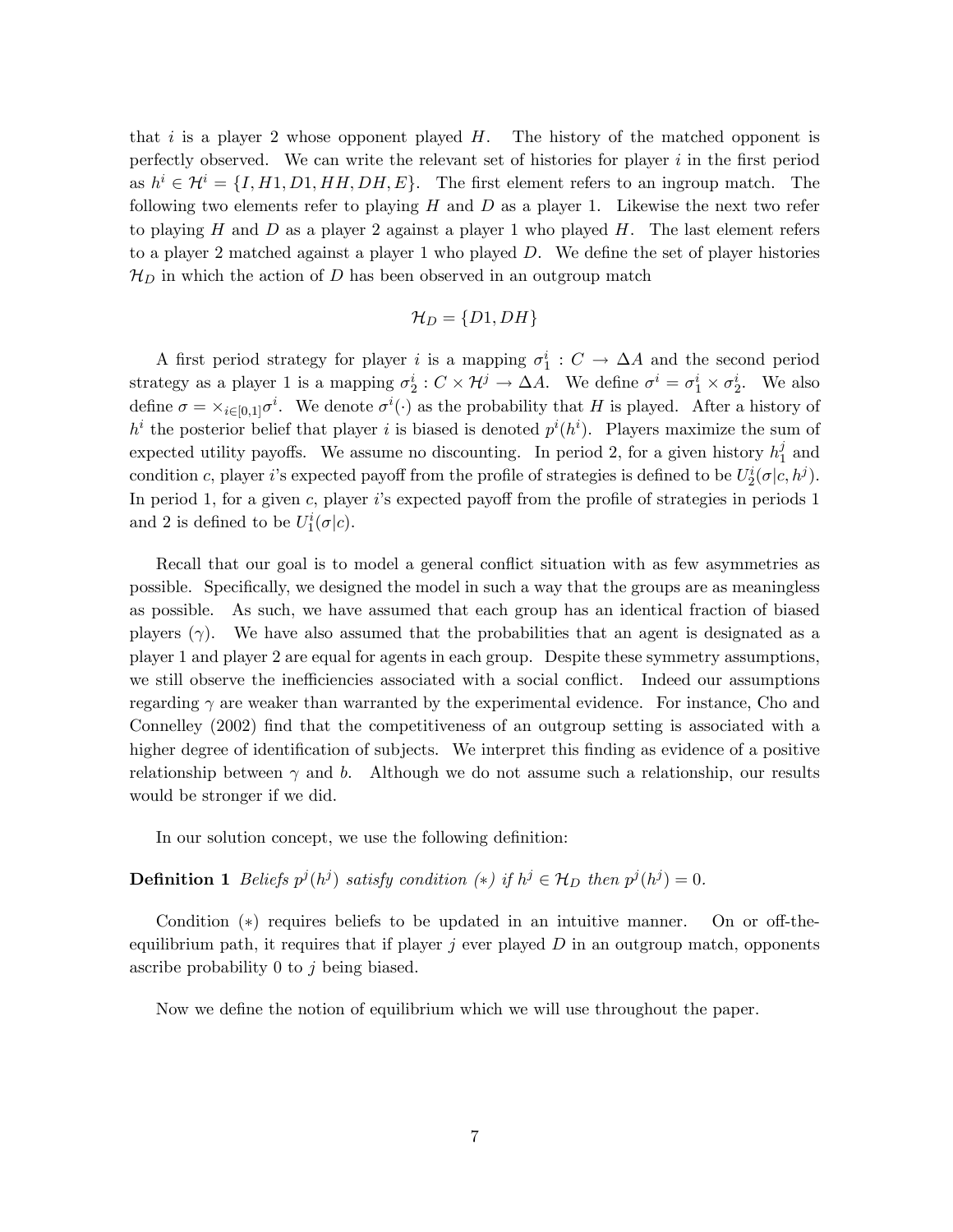that $i$ is a player 2 whose opponent played $H$. The history of the matched opponent is perfectly observed. We can write the relevant set of histories for player $i$ in the first period as $h^i \in \mathcal{H}^i = \{I, H1, D1, HH, DH, E\}$. The first element refers to an ingroup match. The following two elements refer to playing $H$ and $D$ as a player 1. Likewise the next two refer to playing $H$ and $D$ as a player 2 against a player 1 who played $H$. The last element refers to a player 2 matched against a player 1 who played $D$. We define the set of player histories $\mathcal{H}_D$ in which the action of $D$ has been observed in an outgroup match

$$\mathcal{H}_D = \{D1, DH\}$$

A first period strategy for player $i$ is a mapping $\sigma_1^i : C \to \Delta A$ and the second period strategy as a player 1 is a mapping $\sigma_2^i : C \times \mathcal{H}^j \to \Delta A$. We define $\sigma^i = \sigma_1^i \times \sigma_2^i$. We also define $\sigma = \times_{i \in [0,1]} \sigma^i$. We denote $\sigma^i(\cdot)$ as the probability that $H$ is played. After a history of $h^i$ the posterior belief that player $i$ is biased is denoted $p^i(h^i)$. Players maximize the sum of expected utility payoffs. We assume no discounting. In period 2, for a given history $h_1^j$ and condition $c$, player $i$'s expected payoff from the profile of strategies is defined to be $U_2^i(\sigma|c, h^j)$. In period 1, for a given $c$, player $i$'s expected payoff from the profile of strategies in periods 1 and 2 is defined to be $U_1^i(\sigma|c)$.

Recall that our goal is to model a general conflict situation with as few asymmetries as possible. Specifically, we designed the model in such a way that the groups are as meaningless as possible. As such, we have assumed that each group has an identical fraction of biased players ($\gamma$). We have also assumed that the probabilities that an agent is designated as a player 1 and player 2 are equal for agents in each group. Despite these symmetry assumptions, we still observe the inefficiencies associated with a social conflict. Indeed our assumptions regarding $\gamma$ are weaker than warranted by the experimental evidence. For instance, Cho and Connelley (2002) find that the competitiveness of an outgroup setting is associated with a higher degree of identification of subjects. We interpret this finding as evidence of a positive relationship between $\gamma$ and $b$. Although we do not assume such a relationship, our results would be stronger if we did.

In our solution concept, we use the following definition:

**Definition 1** *Beliefs $p^j(h^j)$ satisfy condition $(*)$ if $h^j \in \mathcal{H}_D$ then $p^j(h^j) = 0$.*

Condition $(*)$ requires beliefs to be updated in an intuitive manner. On or off-the-equilibrium path, it requires that if player $j$ ever played $D$ in an outgroup match, opponents ascribe probability 0 to $j$ being biased.

Now we define the notion of equilibrium which we will use throughout the paper.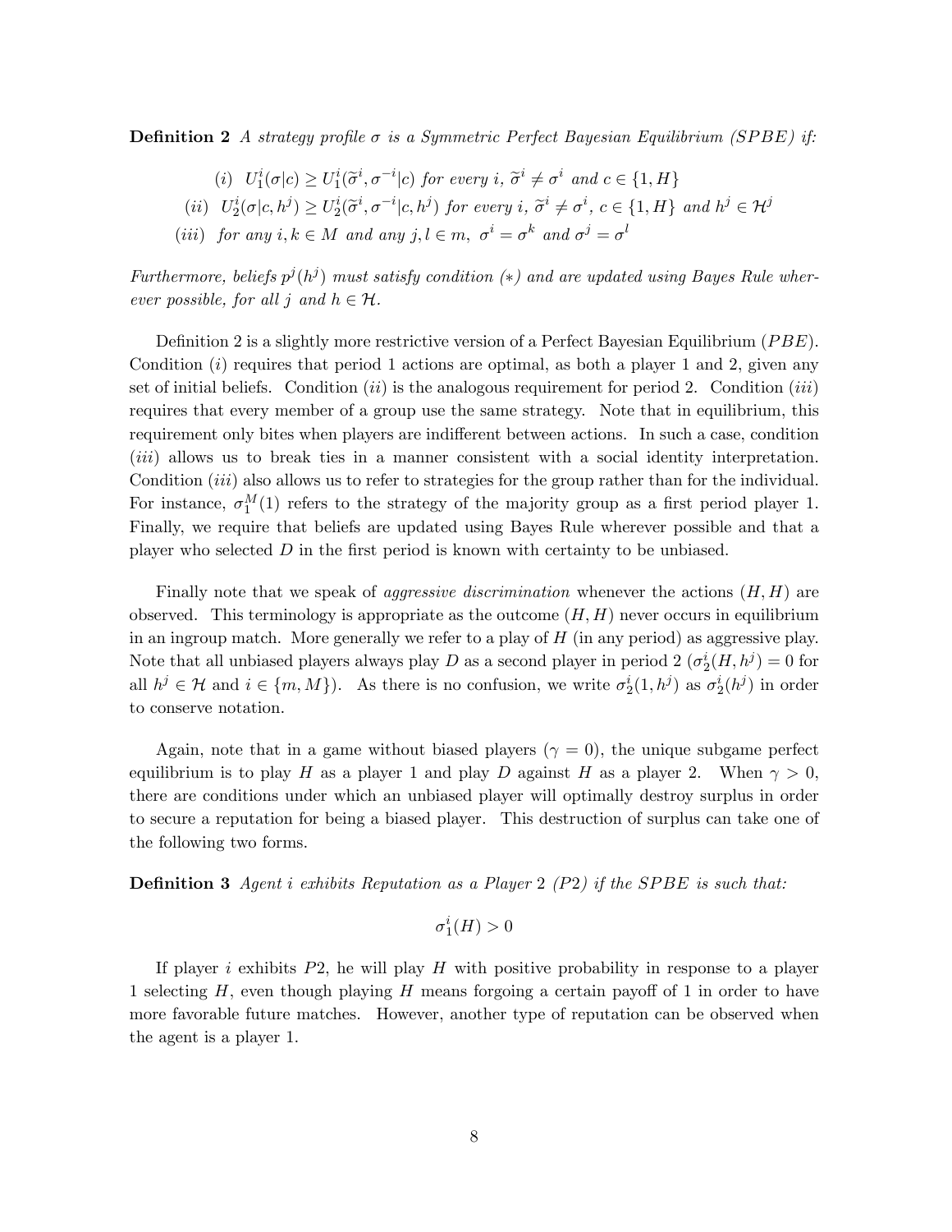**Definition 2** *A strategy profile $\sigma$ is a Symmetric Perfect Bayesian Equilibrium (SPBE) if:*

$$(i) \;\; U_1^i(\sigma|c) \geq U_1^i(\widetilde{\sigma}^i, \sigma^{-i}|c) \text{ for every } i,\ \widetilde{\sigma}^i \neq \sigma^i \text{ and } c \in \{1, H\}$$

$$(ii) \;\; U_2^i(\sigma|c, h^j) \geq U_2^i(\widetilde{\sigma}^i, \sigma^{-i}|c, h^j) \text{ for every } i,\ \widetilde{\sigma}^i \neq \sigma^i,\ c \in \{1, H\} \text{ and } h^j \in \mathcal{H}^j$$

$$(iii) \;\; \text{for any } i, k \in M \text{ and any } j, l \in m,\ \sigma^i = \sigma^k \text{ and } \sigma^j = \sigma^l$$

*Furthermore, beliefs $p^j(h^j)$ must satisfy condition (∗) and are updated using Bayes Rule wherever possible, for all $j$ and $h \in \mathcal{H}$.*

Definition 2 is a slightly more restrictive version of a Perfect Bayesian Equilibrium ($PBE$). Condition ($i$) requires that period 1 actions are optimal, as both a player 1 and 2, given any set of initial beliefs. Condition ($ii$) is the analogous requirement for period 2. Condition ($iii$) requires that every member of a group use the same strategy. Note that in equilibrium, this requirement only bites when players are indifferent between actions. In such a case, condition ($iii$) allows us to break ties in a manner consistent with a social identity interpretation. Condition ($iii$) also allows us to refer to strategies for the group rather than for the individual. For instance, $\sigma_1^M(1)$ refers to the strategy of the majority group as a first period player 1. Finally, we require that beliefs are updated using Bayes Rule wherever possible and that a player who selected $D$ in the first period is known with certainty to be unbiased.

Finally note that we speak of *aggressive discrimination* whenever the actions $(H, H)$ are observed. This terminology is appropriate as the outcome $(H, H)$ never occurs in equilibrium in an ingroup match. More generally we refer to a play of $H$ (in any period) as aggressive play. Note that all unbiased players always play $D$ as a second player in period 2 ($\sigma_2^i(H, h^j) = 0$ for all $h^j \in \mathcal{H}$ and $i \in \{m, M\}$). As there is no confusion, we write $\sigma_2^i(1, h^j)$ as $\sigma_2^i(h^j)$ in order to conserve notation.

Again, note that in a game without biased players ($\gamma = 0$), the unique subgame perfect equilibrium is to play $H$ as a player 1 and play $D$ against $H$ as a player 2. When $\gamma > 0$, there are conditions under which an unbiased player will optimally destroy surplus in order to secure a reputation for being a biased player. This destruction of surplus can take one of the following two forms.

**Definition 3** *Agent $i$ exhibits Reputation as a Player 2 (P2) if the SPBE is such that:*

$$\sigma_1^i(H) > 0$$

If player $i$ exhibits $P2$, he will play $H$ with positive probability in response to a player 1 selecting $H$, even though playing $H$ means forgoing a certain payoff of 1 in order to have more favorable future matches. However, another type of reputation can be observed when the agent is a player 1.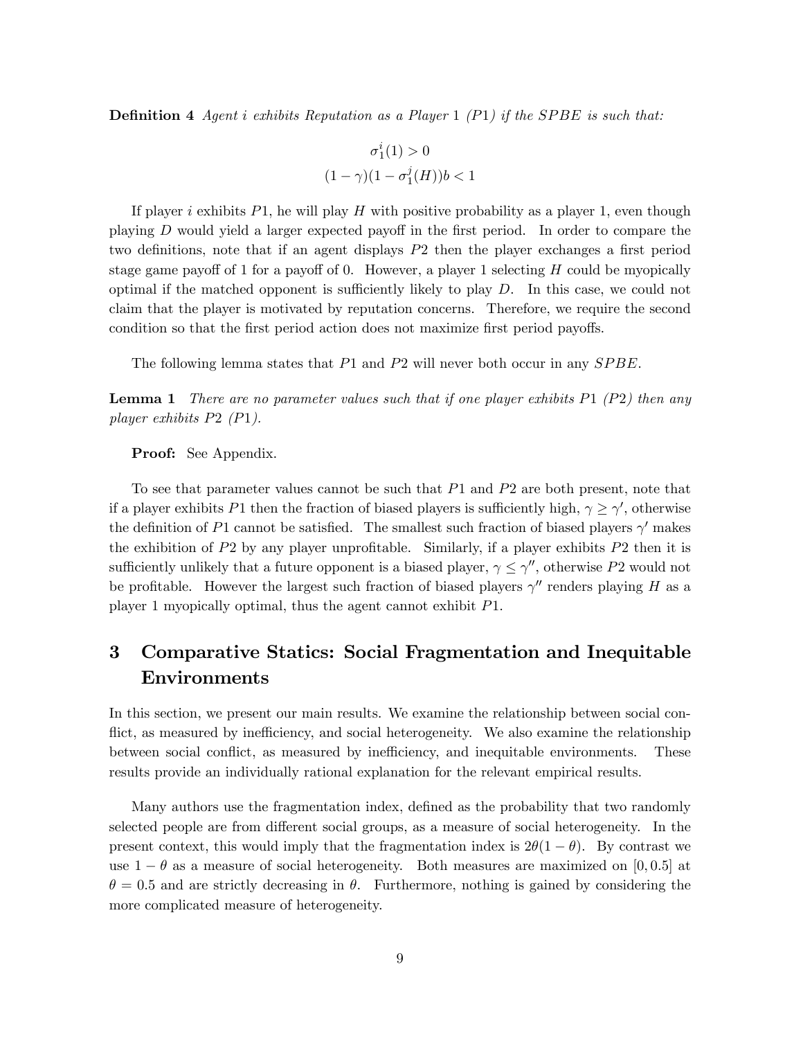**Definition 4** *Agent $i$ exhibits Reputation as a Player 1 ($P1$) if the SPBE is such that:*

$$\sigma_1^i(1) > 0$$
$$(1-\gamma)(1-\sigma_1^j(H))b < 1$$

If player $i$ exhibits $P1$, he will play $H$ with positive probability as a player 1, even though playing $D$ would yield a larger expected payoff in the first period. In order to compare the two definitions, note that if an agent displays $P2$ then the player exchanges a first period stage game payoff of 1 for a payoff of 0. However, a player 1 selecting $H$ could be myopically optimal if the matched opponent is sufficiently likely to play $D$. In this case, we could not claim that the player is motivated by reputation concerns. Therefore, we require the second condition so that the first period action does not maximize first period payoffs.

The following lemma states that $P1$ and $P2$ will never both occur in any $SPBE$.

**Lemma 1** *There are no parameter values such that if one player exhibits $P1$ ($P2$) then any player exhibits $P2$ ($P1$).*

**Proof:** See Appendix.

To see that parameter values cannot be such that $P1$ and $P2$ are both present, note that if a player exhibits $P1$ then the fraction of biased players is sufficiently high, $\gamma \geq \gamma'$, otherwise the definition of $P1$ cannot be satisfied. The smallest such fraction of biased players $\gamma'$ makes the exhibition of $P2$ by any player unprofitable. Similarly, if a player exhibits $P2$ then it is sufficiently unlikely that a future opponent is a biased player, $\gamma \leq \gamma''$, otherwise $P2$ would not be profitable. However the largest such fraction of biased players $\gamma''$ renders playing $H$ as a player 1 myopically optimal, thus the agent cannot exhibit $P1$.

# 3 Comparative Statics: Social Fragmentation and Inequitable Environments

In this section, we present our main results. We examine the relationship between social conflict, as measured by inefficiency, and social heterogeneity. We also examine the relationship between social conflict, as measured by inefficiency, and inequitable environments. These results provide an individually rational explanation for the relevant empirical results.

Many authors use the fragmentation index, defined as the probability that two randomly selected people are from different social groups, as a measure of social heterogeneity. In the present context, this would imply that the fragmentation index is $2\theta(1-\theta)$. By contrast we use $1-\theta$ as a measure of social heterogeneity. Both measures are maximized on $[0, 0.5]$ at $\theta = 0.5$ and are strictly decreasing in $\theta$. Furthermore, nothing is gained by considering the more complicated measure of heterogeneity.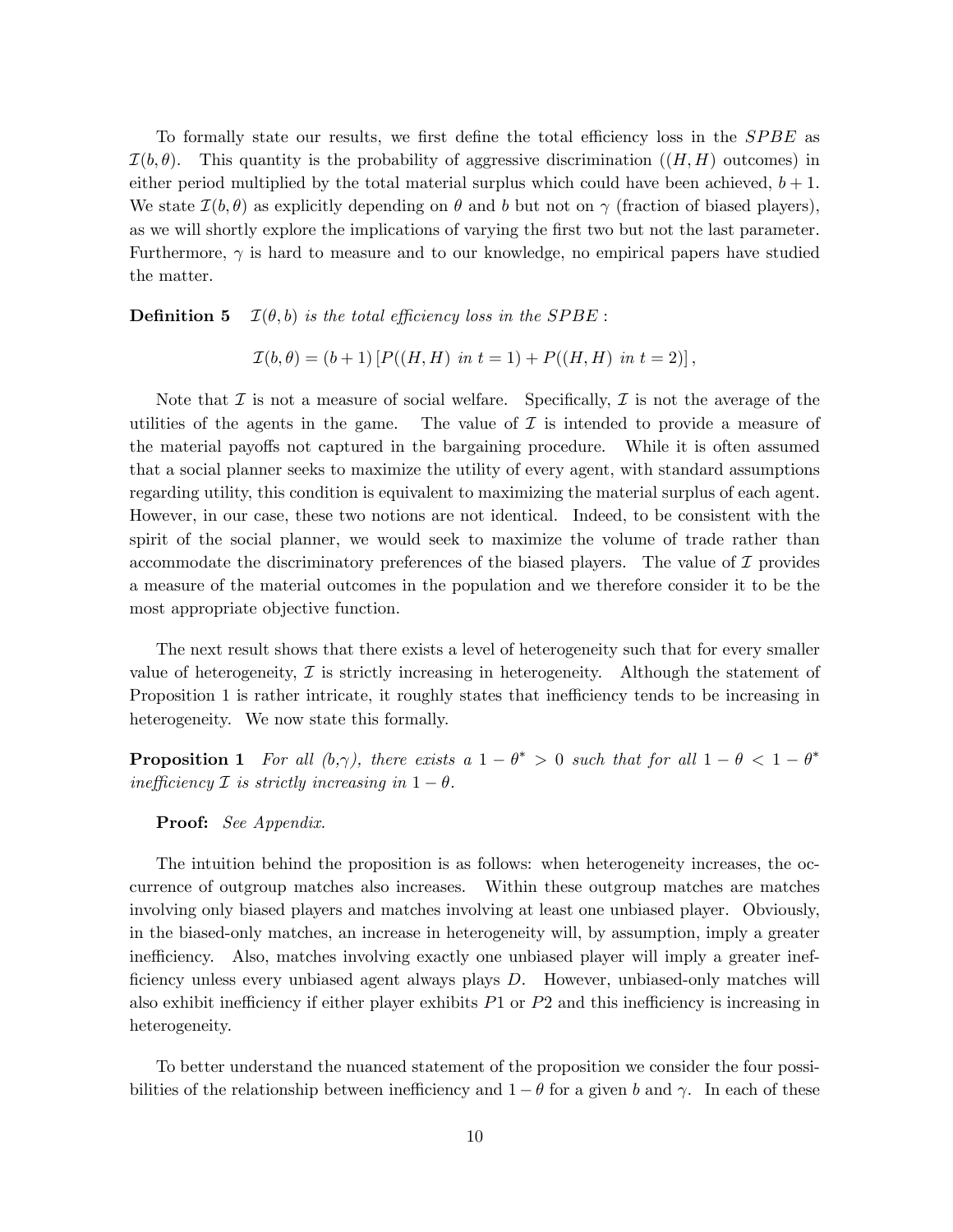To formally state our results, we first define the total efficiency loss in the $SPBE$ as $\mathcal{I}(b, \theta)$. This quantity is the probability of aggressive discrimination ($(H, H)$ outcomes) in either period multiplied by the total material surplus which could have been achieved, $b + 1$. We state $\mathcal{I}(b, \theta)$ as explicitly depending on $\theta$ and $b$ but not on $\gamma$ (fraction of biased players), as we will shortly explore the implications of varying the first two but not the last parameter. Furthermore, $\gamma$ is hard to measure and to our knowledge, no empirical papers have studied the matter.

**Definition 5** *$\mathcal{I}(\theta, b)$ is the total efficiency loss in the $SPBE$ :*

$$\mathcal{I}(b, \theta) = (b + 1) \left[ P((H, H) \text{ in } t = 1) + P((H, H) \text{ in } t = 2) \right],$$

Note that $\mathcal{I}$ is not a measure of social welfare. Specifically, $\mathcal{I}$ is not the average of the utilities of the agents in the game. The value of $\mathcal{I}$ is intended to provide a measure of the material payoffs not captured in the bargaining procedure. While it is often assumed that a social planner seeks to maximize the utility of every agent, with standard assumptions regarding utility, this condition is equivalent to maximizing the material surplus of each agent. However, in our case, these two notions are not identical. Indeed, to be consistent with the spirit of the social planner, we would seek to maximize the volume of trade rather than accommodate the discriminatory preferences of the biased players. The value of $\mathcal{I}$ provides a measure of the material outcomes in the population and we therefore consider it to be the most appropriate objective function.

The next result shows that there exists a level of heterogeneity such that for every smaller value of heterogeneity, $\mathcal{I}$ is strictly increasing in heterogeneity. Although the statement of Proposition 1 is rather intricate, it roughly states that inefficiency tends to be increasing in heterogeneity. We now state this formally.

**Proposition 1** *For all $(b,\gamma)$, there exists a $1 - \theta^* > 0$ such that for all $1 - \theta < 1 - \theta^*$ inefficiency $\mathcal{I}$ is strictly increasing in $1 - \theta$.*

**Proof:** *See Appendix.*

The intuition behind the proposition is as follows: when heterogeneity increases, the occurrence of outgroup matches also increases. Within these outgroup matches are matches involving only biased players and matches involving at least one unbiased player. Obviously, in the biased-only matches, an increase in heterogeneity will, by assumption, imply a greater inefficiency. Also, matches involving exactly one unbiased player will imply a greater inefficiency unless every unbiased agent always plays $D$. However, unbiased-only matches will also exhibit inefficiency if either player exhibits $P1$ or $P2$ and this inefficiency is increasing in heterogeneity.

To better understand the nuanced statement of the proposition we consider the four possibilities of the relationship between inefficiency and $1 - \theta$ for a given $b$ and $\gamma$. In each of these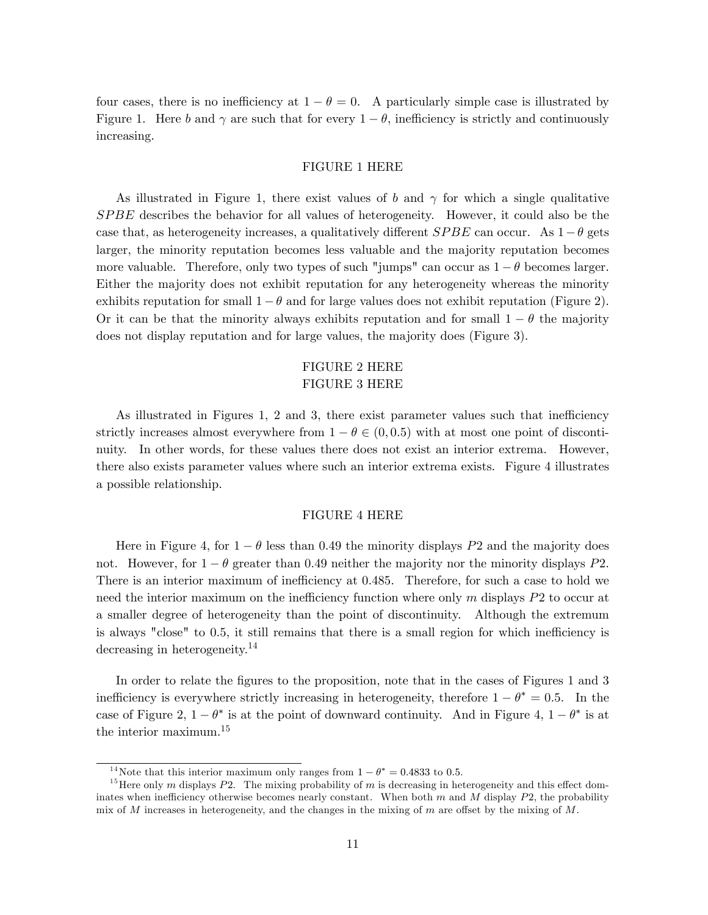four cases, there is no inefficiency at $1-\theta=0$. A particularly simple case is illustrated by Figure 1. Here $b$ and $\gamma$ are such that for every $1-\theta$, inefficiency is strictly and continuously increasing.

FIGURE 1 HERE

As illustrated in Figure 1, there exist values of $b$ and $\gamma$ for which a single qualitative $SPBE$ describes the behavior for all values of heterogeneity. However, it could also be the case that, as heterogeneity increases, a qualitatively different $SPBE$ can occur. As $1-\theta$ gets larger, the minority reputation becomes less valuable and the majority reputation becomes more valuable. Therefore, only two types of such "jumps" can occur as $1-\theta$ becomes larger. Either the majority does not exhibit reputation for any heterogeneity whereas the minority exhibits reputation for small $1-\theta$ and for large values does not exhibit reputation (Figure 2). Or it can be that the minority always exhibits reputation and for small $1-\theta$ the majority does not display reputation and for large values, the majority does (Figure 3).

FIGURE 2 HERE
FIGURE 3 HERE

As illustrated in Figures 1, 2 and 3, there exist parameter values such that inefficiency strictly increases almost everywhere from $1-\theta \in (0, 0.5)$ with at most one point of discontinuity. In other words, for these values there does not exist an interior extrema. However, there also exists parameter values where such an interior extrema exists. Figure 4 illustrates a possible relationship.

FIGURE 4 HERE

Here in Figure 4, for $1-\theta$ less than 0.49 the minority displays $P2$ and the majority does not. However, for $1-\theta$ greater than 0.49 neither the majority nor the minority displays $P2$. There is an interior maximum of inefficiency at 0.485. Therefore, for such a case to hold we need the interior maximum on the inefficiency function where only $m$ displays $P2$ to occur at a smaller degree of heterogeneity than the point of discontinuity. Although the extremum is always "close" to 0.5, it still remains that there is a small region for which inefficiency is decreasing in heterogeneity.[14]

In order to relate the figures to the proposition, note that in the cases of Figures 1 and 3 inefficiency is everywhere strictly increasing in heterogeneity, therefore $1-\theta^* = 0.5$. In the case of Figure 2, $1-\theta^*$ is at the point of downward continuity. And in Figure 4, $1-\theta^*$ is at the interior maximum.[15]

[14] Note that this interior maximum only ranges from $1-\theta^* = 0.4833$ to 0.5.

[15] Here only $m$ displays $P2$. The mixing probability of $m$ is decreasing in heterogeneity and this effect dominates when inefficiency otherwise becomes nearly constant. When both $m$ and $M$ display $P2$, the probability mix of $M$ increases in heterogeneity, and the changes in the mixing of $m$ are offset by the mixing of $M$.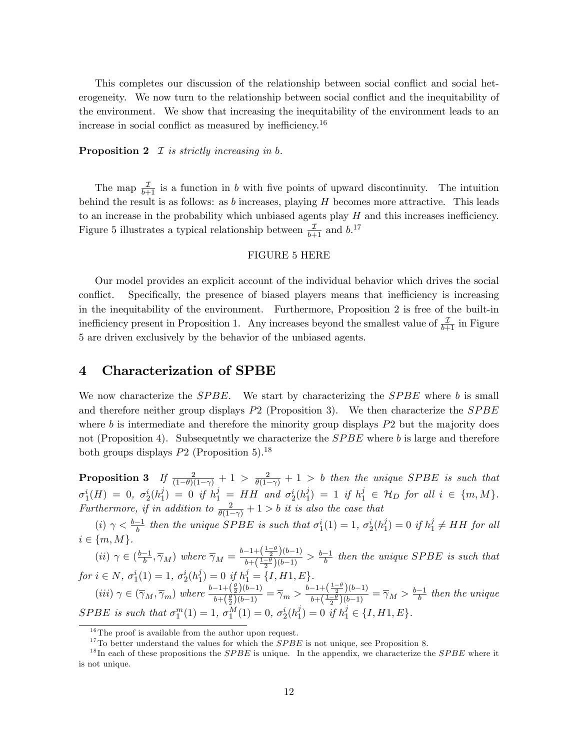This completes our discussion of the relationship between social conflict and social heterogeneity. We now turn to the relationship between social conflict and the inequitability of the environment. We show that increasing the inequitability of the environment leads to an increase in social conflict as measured by inefficiency.[16]

**Proposition 2** *$\mathcal{I}$ is strictly increasing in $b$.*

The map $\frac{\mathcal{I}}{b+1}$ is a function in $b$ with five points of upward discontinuity. The intuition behind the result is as follows: as $b$ increases, playing $H$ becomes more attractive. This leads to an increase in the probability which unbiased agents play $H$ and this increases inefficiency. Figure 5 illustrates a typical relationship between $\frac{\mathcal{I}}{b+1}$ and $b$.[17]

FIGURE 5 HERE

Our model provides an explicit account of the individual behavior which drives the social conflict. Specifically, the presence of biased players means that inefficiency is increasing in the inequitability of the environment. Furthermore, Proposition 2 is free of the built-in inefficiency present in Proposition 1. Any increases beyond the smallest value of $\frac{\mathcal{I}}{b+1}$ in Figure 5 are driven exclusively by the behavior of the unbiased agents.

## 4 Characterization of SPBE

We now characterize the $SPBE$. We start by characterizing the $SPBE$ where $b$ is small and therefore neither group displays $P2$ (Proposition 3). We then characterize the $SPBE$ where $b$ is intermediate and therefore the minority group displays $P2$ but the majority does not (Proposition 4). Subsequetntly we characterize the $SPBE$ where $b$ is large and therefore both groups displays $P2$ (Proposition 5).[18]

**Proposition 3** *If $\frac{2}{(1-\theta)(1-\gamma)}+1 > \frac{2}{\theta(1-\gamma)}+1 > b$ then the unique SPBE is such that $\sigma_1^i(H) = 0$, $\sigma_2^i(h_1^j) = 0$ if $h_1^j = HH$ and $\sigma_2^i(h_1^j) = 1$ if $h_1^j \in \mathcal{H}_D$ for all $i \in \{m, M\}$. Furthermore, if in addition to $\frac{2}{\theta(1-\gamma)}+1 > b$ it is also the case that*

*(i) $\gamma < \frac{b-1}{b}$ then the unique SPBE is such that $\sigma_1^i(1) = 1$, $\sigma_2^i(h_1^j) = 0$ if $h_1^j \neq HH$ for all $i \in \{m, M\}$.*

*(ii) $\gamma \in (\frac{b-1}{b}, \overline{\gamma}_M)$ where $\overline{\gamma}_M = \frac{b-1+\left(\frac{1-\theta}{2}\right)(b-1)}{b+\left(\frac{1-\theta}{2}\right)(b-1)} > \frac{b-1}{b}$ then the unique SPBE is such that for $i \in N$, $\sigma_1^i(1) = 1$, $\sigma_2^i(h_1^j) = 0$ if $h_1^j = \{I, H1, E\}$.*

*(iii) $\gamma \in (\overline{\gamma}_M, \overline{\gamma}_m)$ where $\frac{b-1+\left(\frac{\theta}{2}\right)(b-1)}{b+\left(\frac{\theta}{2}\right)(b-1)} = \overline{\gamma}_m > \frac{b-1+\left(\frac{1-\theta}{2}\right)(b-1)}{b+\left(\frac{1-\theta}{2}\right)(b-1)} = \overline{\gamma}_M > \frac{b-1}{b}$ then the unique SPBE is such that $\sigma_1^m(1) = 1$, $\sigma_1^M(1) = 0$, $\sigma_2^i(h_1^j) = 0$ if $h_1^j \in \{I, H1, E\}$.*

[16] The proof is available from the author upon request.

[17] To better understand the values for which the $SPBE$ is not unique, see Proposition 8.

[18] In each of these propositions the $SPBE$ is unique. In the appendix, we characterize the $SPBE$ where it is not unique.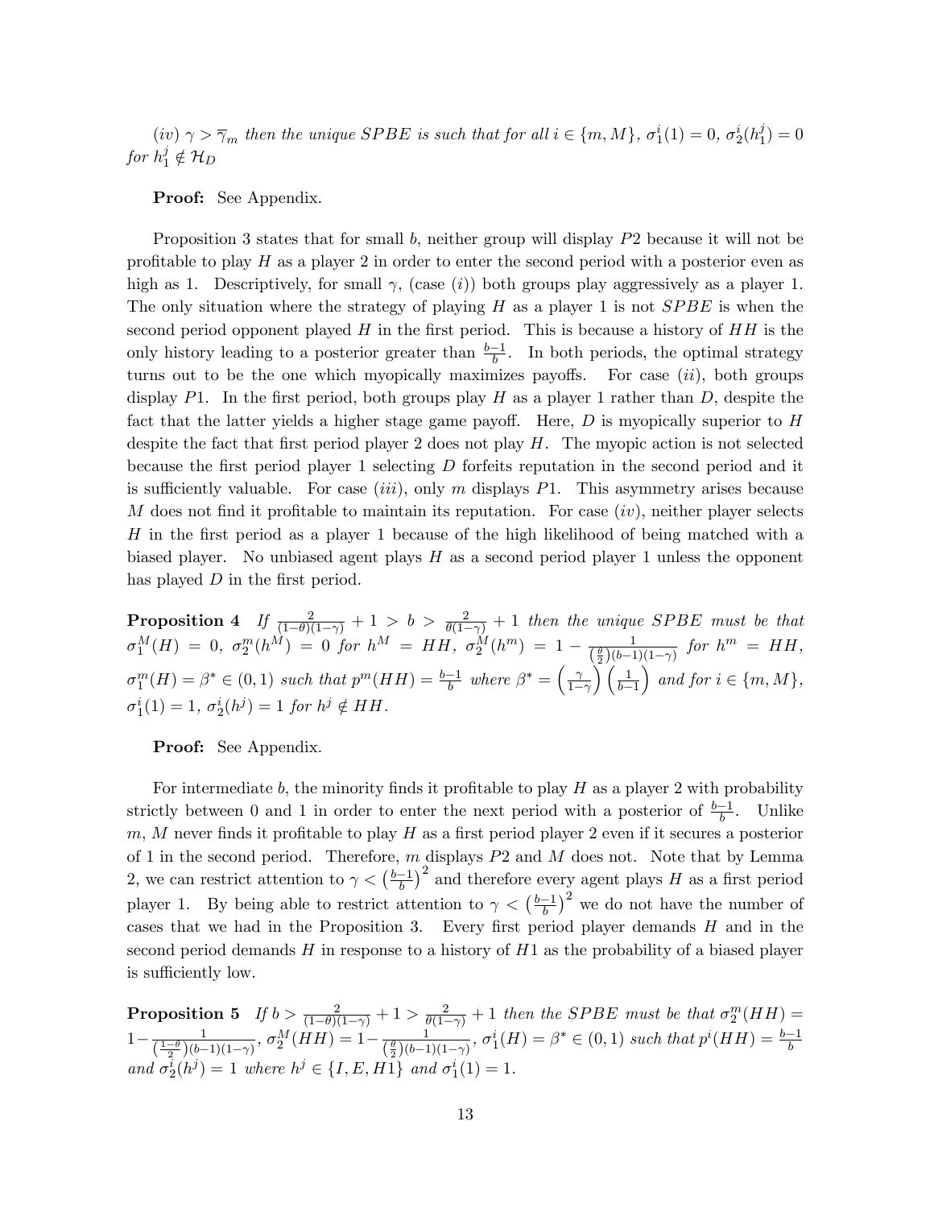*(iv)* $\gamma > \overline{\gamma}_m$ *then the unique SPBE is such that for all* $i \in \{m, M\}$, $\sigma_1^i(1) = 0$, $\sigma_2^i(h_1^j) = 0$ *for* $h_1^j \notin \mathcal{H}_D$

**Proof:** See Appendix.

Proposition 3 states that for small $b$, neither group will display $P2$ because it will not be profitable to play $H$ as a player 2 in order to enter the second period with a posterior even as high as 1. Descriptively, for small $\gamma$, (case $(i)$) both groups play aggressively as a player 1. The only situation where the strategy of playing $H$ as a player 1 is not $SPBE$ is when the second period opponent played $H$ in the first period. This is because a history of $HH$ is the only history leading to a posterior greater than $\frac{b-1}{b}$. In both periods, the optimal strategy turns out to be the one which myopically maximizes payoffs. For case $(ii)$, both groups display $P1$. In the first period, both groups play $H$ as a player 1 rather than $D$, despite the fact that the latter yields a higher stage game payoff. Here, $D$ is myopically superior to $H$ despite the fact that first period player 2 does not play $H$. The myopic action is not selected because the first period player 1 selecting $D$ forfeits reputation in the second period and it is sufficiently valuable. For case $(iii)$, only $m$ displays $P1$. This asymmetry arises because $M$ does not find it profitable to maintain its reputation. For case $(iv)$, neither player selects $H$ in the first period as a player 1 because of the high likelihood of being matched with a biased player. No unbiased agent plays $H$ as a second period player 1 unless the opponent has played $D$ in the first period.

**Proposition 4** *If* $\frac{2}{(1-\theta)(1-\gamma)} + 1 > b > \frac{2}{\theta(1-\gamma)} + 1$ *then the unique SPBE must be that* $\sigma_1^M(H) = 0$, $\sigma_2^m(h^M) = 0$ *for* $h^M = HH$, $\sigma_2^M(h^m) = 1 - \frac{1}{(\frac{\theta}{2})(b-1)(1-\gamma)}$ *for* $h^m = HH$, $\sigma_1^m(H) = \beta^* \in (0,1)$ *such that* $p^m(HH) = \frac{b-1}{b}$ *where* $\beta^* = \left(\frac{\gamma}{1-\gamma}\right)\left(\frac{1}{b-1}\right)$ *and for* $i \in \{m, M\}$, $\sigma_1^i(1) = 1$, $\sigma_2^i(h^j) = 1$ *for* $h^j \notin HH$.

**Proof:** See Appendix.

For intermediate $b$, the minority finds it profitable to play $H$ as a player 2 with probability strictly between 0 and 1 in order to enter the next period with a posterior of $\frac{b-1}{b}$. Unlike $m$, $M$ never finds it profitable to play $H$ as a first period player 2 even if it secures a posterior of 1 in the second period. Therefore, $m$ displays $P2$ and $M$ does not. Note that by Lemma 2, we can restrict attention to $\gamma < \left(\frac{b-1}{b}\right)^2$ and therefore every agent plays $H$ as a first period player 1. By being able to restrict attention to $\gamma < \left(\frac{b-1}{b}\right)^2$ we do not have the number of cases that we had in the Proposition 3. Every first period player demands $H$ and in the second period demands $H$ in response to a history of $H1$ as the probability of a biased player is sufficiently low.

**Proposition 5** *If* $b > \frac{2}{(1-\theta)(1-\gamma)} + 1 > \frac{2}{\theta(1-\gamma)} + 1$ *then the SPBE must be that* $\sigma_2^m(HH) = 1 - \frac{1}{(\frac{1-\theta}{2})(b-1)(1-\gamma)}$, $\sigma_2^M(HH) = 1 - \frac{1}{(\frac{\theta}{2})(b-1)(1-\gamma)}$, $\sigma_1^i(H) = \beta^* \in (0,1)$ *such that* $p^i(HH) = \frac{b-1}{b}$ *and* $\sigma_2^i(h^j) = 1$ *where* $h^j \in \{I, E, H1\}$ *and* $\sigma_1^i(1) = 1$.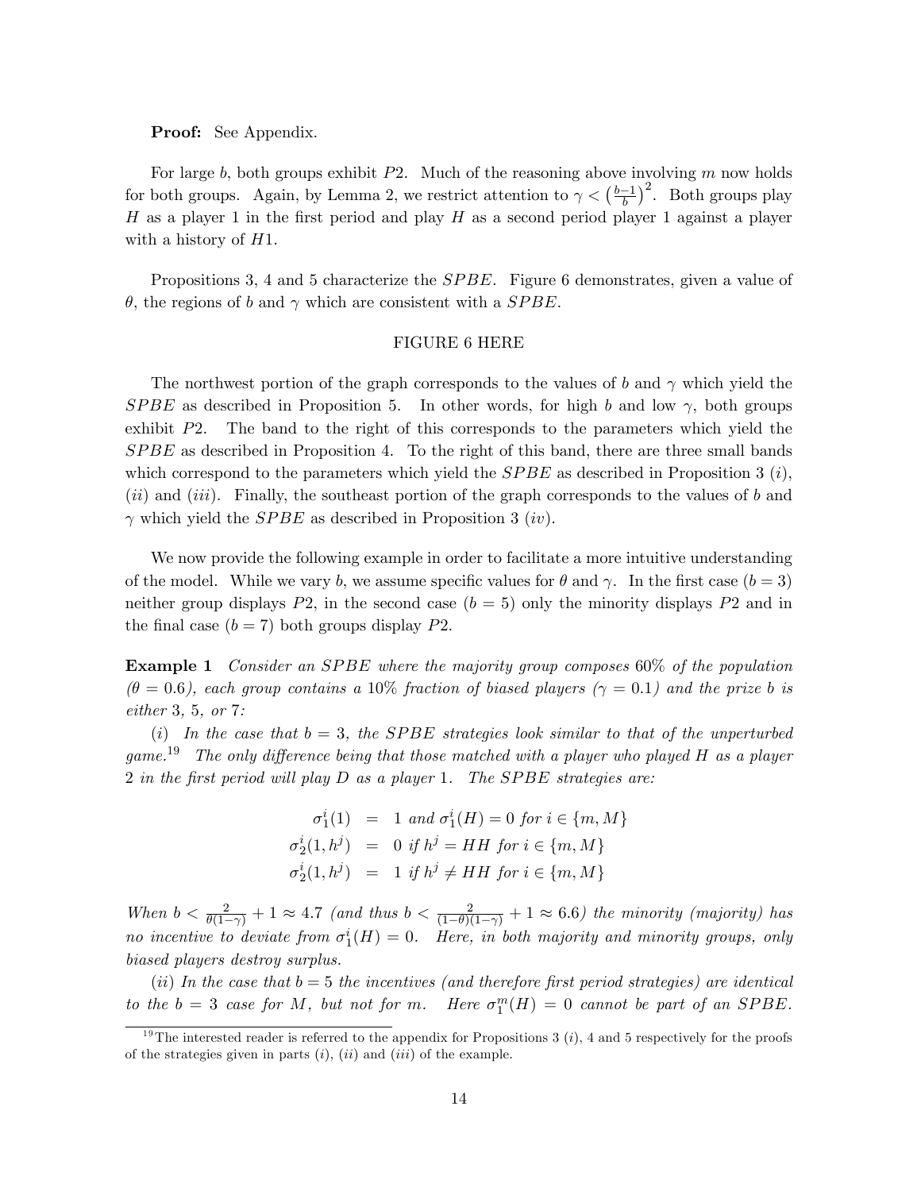**Proof:** See Appendix.

For large $b$, both groups exhibit $P2$. Much of the reasoning above involving $m$ now holds for both groups. Again, by Lemma 2, we restrict attention to $\gamma < \left(\frac{b-1}{b}\right)^2$. Both groups play $H$ as a player 1 in the first period and play $H$ as a second period player 1 against a player with a history of $H1$.

Propositions 3, 4 and 5 characterize the $SPBE$. Figure 6 demonstrates, given a value of $\theta$, the regions of $b$ and $\gamma$ which are consistent with a $SPBE$.

FIGURE 6 HERE

The northwest portion of the graph corresponds to the values of $b$ and $\gamma$ which yield the $SPBE$ as described in Proposition 5. In other words, for high $b$ and low $\gamma$, both groups exhibit $P2$. The band to the right of this corresponds to the parameters which yield the $SPBE$ as described in Proposition 4. To the right of this band, there are three small bands which correspond to the parameters which yield the $SPBE$ as described in Proposition 3 ($i$), ($ii$) and ($iii$). Finally, the southeast portion of the graph corresponds to the values of $b$ and $\gamma$ which yield the $SPBE$ as described in Proposition 3 ($iv$).

We now provide the following example in order to facilitate a more intuitive understanding of the model. While we vary $b$, we assume specific values for $\theta$ and $\gamma$. In the first case ($b = 3$) neither group displays $P2$, in the second case ($b = 5$) only the minority displays $P2$ and in the final case ($b = 7$) both groups display $P2$.

**Example 1** *Consider an SPBE where the majority group composes 60% of the population ($\theta = 0.6$), each group contains a 10% fraction of biased players ($\gamma = 0.1$) and the prize $b$ is either 3, 5, or 7:*

*($i$) In the case that $b = 3$, the SPBE strategies look similar to that of the unperturbed game.*[19] *The only difference being that those matched with a player who played $H$ as a player 2 in the first period will play $D$ as a player 1. The SPBE strategies are:*

$$\begin{aligned}
\sigma_1^i(1) &= 1 \text{ and } \sigma_1^i(H) = 0 \text{ for } i \in \{m, M\} \\
\sigma_2^i(1, h^j) &= 0 \text{ if } h^j = HH \text{ for } i \in \{m, M\} \\
\sigma_2^i(1, h^j) &= 1 \text{ if } h^j \neq HH \text{ for } i \in \{m, M\}
\end{aligned}$$

*When $b < \frac{2}{\theta(1-\gamma)} + 1 \approx 4.7$ (and thus $b < \frac{2}{(1-\theta)(1-\gamma)} + 1 \approx 6.6$) the minority (majority) has no incentive to deviate from $\sigma_1^i(H) = 0$. Here, in both majority and minority groups, only biased players destroy surplus.*

*($ii$) In the case that $b = 5$ the incentives (and therefore first period strategies) are identical to the $b = 3$ case for $M$, but not for $m$. Here $\sigma_1^m(H) = 0$ cannot be part of an SPBE.*

[19] The interested reader is referred to the appendix for Propositions 3 ($i$), 4 and 5 respectively for the proofs of the strategies given in parts ($i$), ($ii$) and ($iii$) of the example.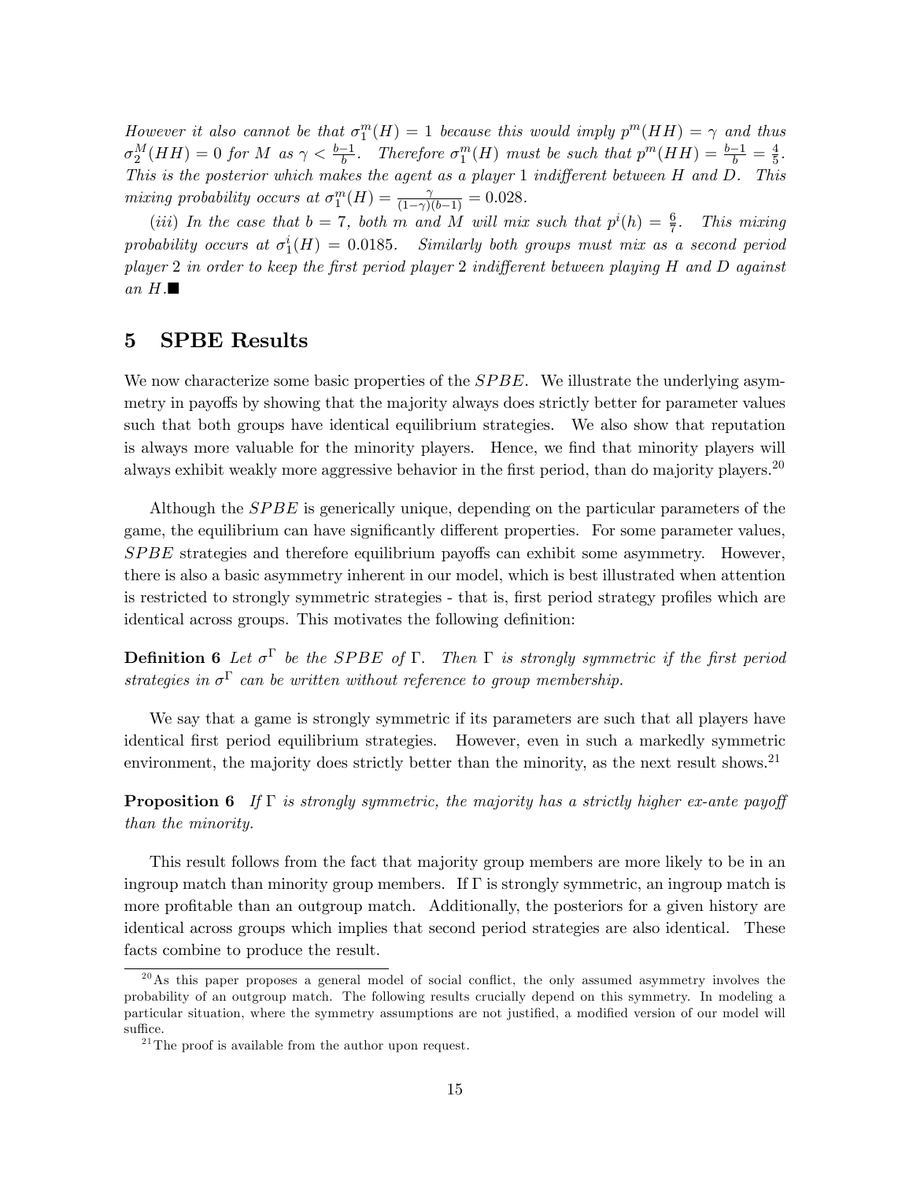*However it also cannot be that $\sigma_1^m(H) = 1$ because this would imply $p^m(HH) = \gamma$ and thus $\sigma_2^M(HH) = 0$ for $M$ as $\gamma < \frac{b-1}{b}$. Therefore $\sigma_1^m(H)$ must be such that $p^m(HH) = \frac{b-1}{b} = \frac{4}{5}$. This is the posterior which makes the agent as a player 1 indifferent between $H$ and $D$. This mixing probability occurs at $\sigma_1^m(H) = \frac{\gamma}{(1-\gamma)(b-1)} = 0.028$.*

*(iii) In the case that $b = 7$, both $m$ and $M$ will mix such that $p^i(h) = \frac{6}{7}$. This mixing probability occurs at $\sigma_1^i(H) = 0.0185$. Similarly both groups must mix as a second period player 2 in order to keep the first period player 2 indifferent between playing $H$ and $D$ against an $H$.* ■

## 5 SPBE Results

We now characterize some basic properties of the $SPBE$. We illustrate the underlying asymmetry in payoffs by showing that the majority always does strictly better for parameter values such that both groups have identical equilibrium strategies. We also show that reputation is always more valuable for the minority players. Hence, we find that minority players will always exhibit weakly more aggressive behavior in the first period, than do majority players.[20]

Although the $SPBE$ is generically unique, depending on the particular parameters of the game, the equilibrium can have significantly different properties. For some parameter values, $SPBE$ strategies and therefore equilibrium payoffs can exhibit some asymmetry. However, there is also a basic asymmetry inherent in our model, which is best illustrated when attention is restricted to strongly symmetric strategies - that is, first period strategy profiles which are identical across groups. This motivates the following definition:

**Definition 6** *Let $\sigma^\Gamma$ be the $SPBE$ of $\Gamma$. Then $\Gamma$ is strongly symmetric if the first period strategies in $\sigma^\Gamma$ can be written without reference to group membership.*

We say that a game is strongly symmetric if its parameters are such that all players have identical first period equilibrium strategies. However, even in such a markedly symmetric environment, the majority does strictly better than the minority, as the next result shows.[21]

**Proposition 6** *If $\Gamma$ is strongly symmetric, the majority has a strictly higher ex-ante payoff than the minority.*

This result follows from the fact that majority group members are more likely to be in an ingroup match than minority group members. If $\Gamma$ is strongly symmetric, an ingroup match is more profitable than an outgroup match. Additionally, the posteriors for a given history are identical across groups which implies that second period strategies are also identical. These facts combine to produce the result.

[20] As this paper proposes a general model of social conflict, the only assumed asymmetry involves the probability of an outgroup match. The following results crucially depend on this symmetry. In modeling a particular situation, where the symmetry assumptions are not justified, a modified version of our model will suffice.

[21] The proof is available from the author upon request.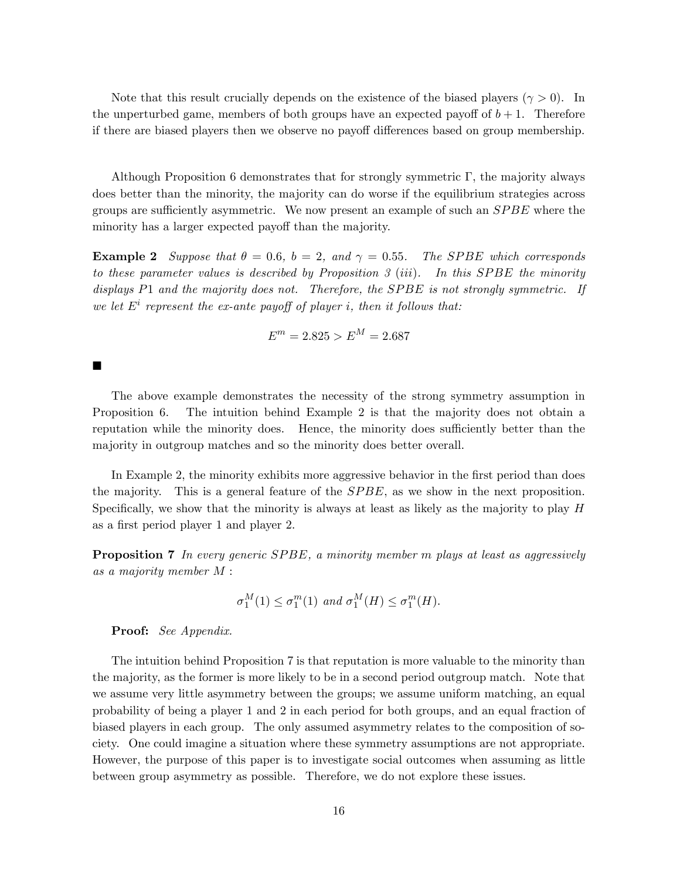Note that this result crucially depends on the existence of the biased players ($\gamma > 0$). In the unperturbed game, members of both groups have an expected payoff of $b + 1$. Therefore if there are biased players then we observe no payoff differences based on group membership.

Although Proposition 6 demonstrates that for strongly symmetric $\Gamma$, the majority always does better than the minority, the majority can do worse if the equilibrium strategies across groups are sufficiently asymmetric. We now present an example of such an $SPBE$ where the minority has a larger expected payoff than the majority.

**Example 2** *Suppose that $\theta = 0.6$, $b = 2$, and $\gamma = 0.55$. The $SPBE$ which corresponds to these parameter values is described by Proposition 3 (iii). In this $SPBE$ the minority displays $P1$ and the majority does not. Therefore, the $SPBE$ is not strongly symmetric. If we let $E^i$ represent the ex-ante payoff of player $i$, then it follows that:*

$$E^m = 2.825 > E^M = 2.687$$

■

The above example demonstrates the necessity of the strong symmetry assumption in Proposition 6. The intuition behind Example 2 is that the majority does not obtain a reputation while the minority does. Hence, the minority does sufficiently better than the majority in outgroup matches and so the minority does better overall.

In Example 2, the minority exhibits more aggressive behavior in the first period than does the majority. This is a general feature of the $SPBE$, as we show in the next proposition. Specifically, we show that the minority is always at least as likely as the majority to play $H$ as a first period player 1 and player 2.

**Proposition 7** *In every generic $SPBE$, a minority member $m$ plays at least as aggressively as a majority member $M$ :*

$$\sigma_1^M(1) \leq \sigma_1^m(1) \text{ and } \sigma_1^M(H) \leq \sigma_1^m(H).$$

**Proof:** *See Appendix.*

The intuition behind Proposition 7 is that reputation is more valuable to the minority than the majority, as the former is more likely to be in a second period outgroup match. Note that we assume very little asymmetry between the groups; we assume uniform matching, an equal probability of being a player 1 and 2 in each period for both groups, and an equal fraction of biased players in each group. The only assumed asymmetry relates to the composition of society. One could imagine a situation where these symmetry assumptions are not appropriate. However, the purpose of this paper is to investigate social outcomes when assuming as little between group asymmetry as possible. Therefore, we do not explore these issues.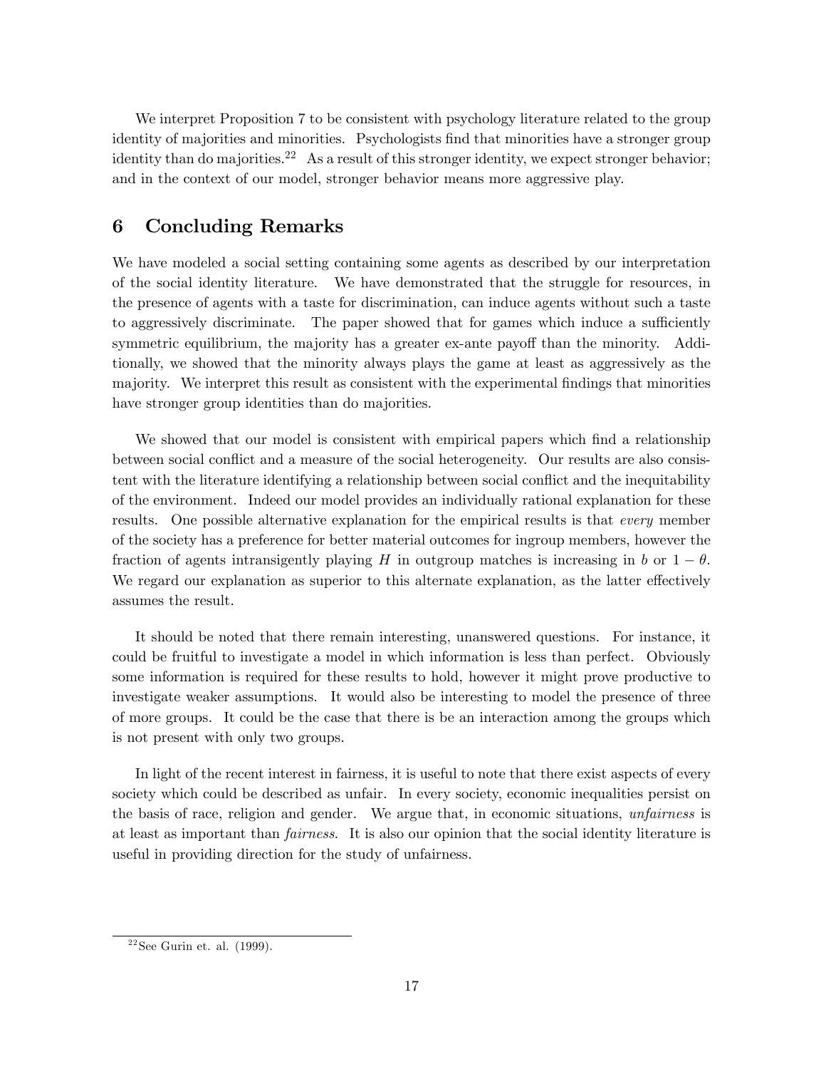We interpret Proposition 7 to be consistent with psychology literature related to the group identity of majorities and minorities. Psychologists find that minorities have a stronger group identity than do majorities.[22] As a result of this stronger identity, we expect stronger behavior; and in the context of our model, stronger behavior means more aggressive play.

## 6 Concluding Remarks

We have modeled a social setting containing some agents as described by our interpretation of the social identity literature. We have demonstrated that the struggle for resources, in the presence of agents with a taste for discrimination, can induce agents without such a taste to aggressively discriminate. The paper showed that for games which induce a sufficiently symmetric equilibrium, the majority has a greater ex-ante payoff than the minority. Additionally, we showed that the minority always plays the game at least as aggressively as the majority. We interpret this result as consistent with the experimental findings that minorities have stronger group identities than do majorities.

We showed that our model is consistent with empirical papers which find a relationship between social conflict and a measure of the social heterogeneity. Our results are also consistent with the literature identifying a relationship between social conflict and the inequitability of the environment. Indeed our model provides an individually rational explanation for these results. One possible alternative explanation for the empirical results is that *every* member of the society has a preference for better material outcomes for ingroup members, however the fraction of agents intransigently playing $H$ in outgroup matches is increasing in $b$ or $1-\theta$. We regard our explanation as superior to this alternate explanation, as the latter effectively assumes the result.

It should be noted that there remain interesting, unanswered questions. For instance, it could be fruitful to investigate a model in which information is less than perfect. Obviously some information is required for these results to hold, however it might prove productive to investigate weaker assumptions. It would also be interesting to model the presence of three of more groups. It could be the case that there is be an interaction among the groups which is not present with only two groups.

In light of the recent interest in fairness, it is useful to note that there exist aspects of every society which could be described as unfair. In every society, economic inequalities persist on the basis of race, religion and gender. We argue that, in economic situations, *unfairness* is at least as important than *fairness*. It is also our opinion that the social identity literature is useful in providing direction for the study of unfairness.

[22] See Gurin et. al. (1999).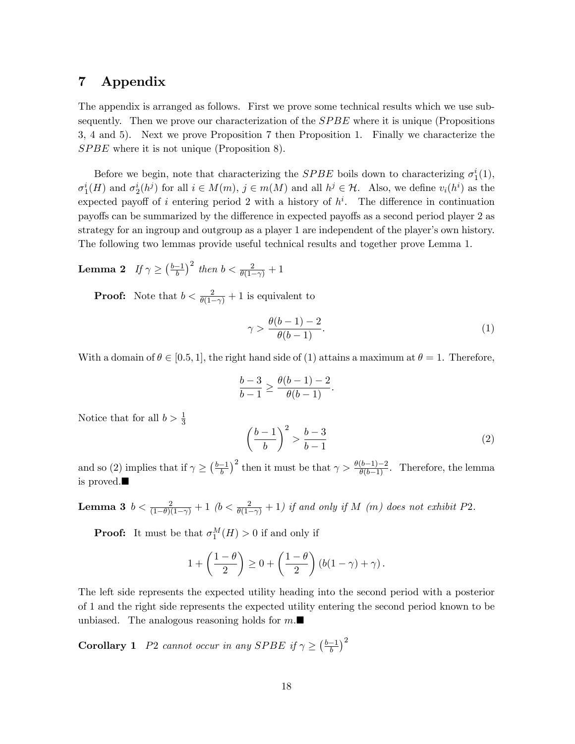# 7 Appendix

The appendix is arranged as follows. First we prove some technical results which we use subsequently. Then we prove our characterization of the $SPBE$ where it is unique (Propositions 3, 4 and 5). Next we prove Proposition 7 then Proposition 1. Finally we characterize the $SPBE$ where it is not unique (Proposition 8).

Before we begin, note that characterizing the $SPBE$ boils down to characterizing $\sigma_1^i(1)$, $\sigma_1^i(H)$ and $\sigma_2^i(h^j)$ for all $i \in M(m)$, $j \in m(M)$ and all $h^j \in \mathcal{H}$. Also, we define $v_i(h^i)$ as the expected payoff of $i$ entering period 2 with a history of $h^i$. The difference in continuation payoffs can be summarized by the difference in expected payoffs as a second period player 2 as strategy for an ingroup and outgroup as a player 1 are independent of the player's own history. The following two lemmas provide useful technical results and together prove Lemma 1.

**Lemma 2** *If $\gamma \geq \left(\frac{b-1}{b}\right)^2$ then $b < \frac{2}{\theta(1-\gamma)} + 1$*

**Proof:** Note that $b < \frac{2}{\theta(1-\gamma)} + 1$ is equivalent to

$$\gamma > \frac{\theta(b-1)-2}{\theta(b-1)}. \tag{1}$$

With a domain of $\theta \in [0.5, 1]$, the right hand side of (1) attains a maximum at $\theta = 1$. Therefore,

$$\frac{b-3}{b-1} \geq \frac{\theta(b-1)-2}{\theta(b-1)}.$$

Notice that for all $b > \frac{1}{3}$

$$\left(\frac{b-1}{b}\right)^2 > \frac{b-3}{b-1} \tag{2}$$

and so (2) implies that if $\gamma \geq \left(\frac{b-1}{b}\right)^2$ then it must be that $\gamma > \frac{\theta(b-1)-2}{\theta(b-1)}$. Therefore, the lemma is proved.■

**Lemma 3** *$b < \frac{2}{(1-\theta)(1-\gamma)} + 1$ ($b < \frac{2}{\theta(1-\gamma)} + 1$) if and only if $M$ ($m$) does not exhibit $P2$.*

**Proof:** It must be that $\sigma_1^M(H) > 0$ if and only if

$$1 + \left(\frac{1-\theta}{2}\right) \geq 0 + \left(\frac{1-\theta}{2}\right)(b(1-\gamma)+\gamma).$$

The left side represents the expected utility heading into the second period with a posterior of 1 and the right side represents the expected utility entering the second period known to be unbiased. The analogous reasoning holds for $m$.■

**Corollary 1** *$P2$ cannot occur in any $SPBE$ if $\gamma \geq \left(\frac{b-1}{b}\right)^2$*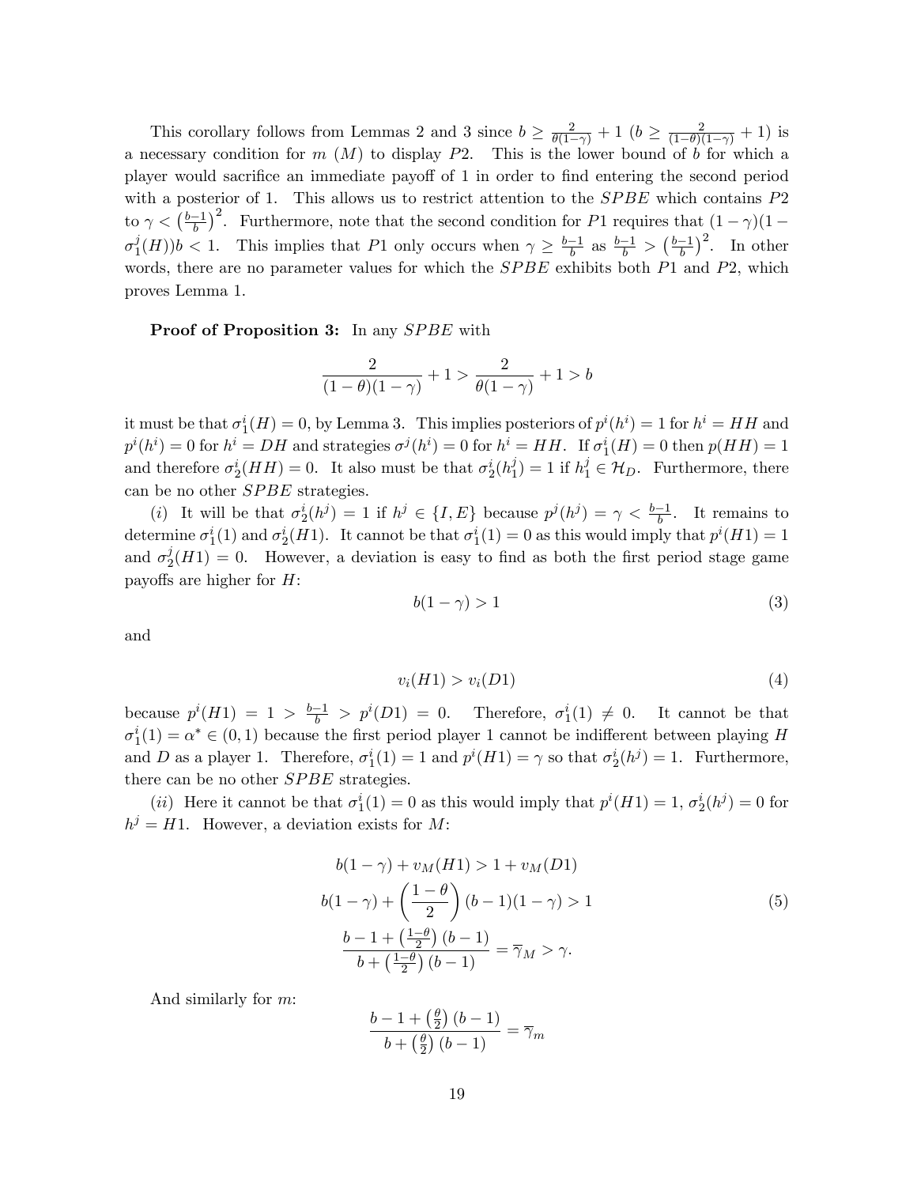This corollary follows from Lemmas 2 and 3 since $b \geq \frac{2}{\theta(1-\gamma)} + 1$ ($b \geq \frac{2}{(1-\theta)(1-\gamma)} + 1$) is a necessary condition for $m$ ($M$) to display $P2$. This is the lower bound of $b$ for which a player would sacrifice an immediate payoff of 1 in order to find entering the second period with a posterior of 1. This allows us to restrict attention to the $SPBE$ which contains $P2$ to $\gamma < \left(\frac{b-1}{b}\right)^2$. Furthermore, note that the second condition for $P1$ requires that $(1-\gamma)(1-\sigma_1^j(H))b < 1$. This implies that $P1$ only occurs when $\gamma \geq \frac{b-1}{b}$ as $\frac{b-1}{b} > \left(\frac{b-1}{b}\right)^2$. In other words, there are no parameter values for which the $SPBE$ exhibits both $P1$ and $P2$, which proves Lemma 1.

**Proof of Proposition 3:** In any $SPBE$ with

$$\frac{2}{(1-\theta)(1-\gamma)} + 1 > \frac{2}{\theta(1-\gamma)} + 1 > b$$

it must be that $\sigma_1^i(H) = 0$, by Lemma 3. This implies posteriors of $p^i(h^i) = 1$ for $h^i = HH$ and $p^i(h^i) = 0$ for $h^i = DH$ and strategies $\sigma^j(h^i) = 0$ for $h^i = HH$. If $\sigma_1^i(H) = 0$ then $p(HH) = 1$ and therefore $\sigma_2^i(HH) = 0$. It also must be that $\sigma_2^i(h_1^j) = 1$ if $h_1^j \in \mathcal{H}_D$. Furthermore, there can be no other $SPBE$ strategies.

($i$) It will be that $\sigma_2^i(h^j) = 1$ if $h^j \in \{I, E\}$ because $p^j(h^j) = \gamma < \frac{b-1}{b}$. It remains to determine $\sigma_1^i(1)$ and $\sigma_2^i(H1)$. It cannot be that $\sigma_1^i(1) = 0$ as this would imply that $p^i(H1) = 1$ and $\sigma_2^j(H1) = 0$. However, a deviation is easy to find as both the first period stage game payoffs are higher for $H$:

$$b(1-\gamma) > 1 \tag{3}$$

and

$$v_i(H1) > v_i(D1) \tag{4}$$

because $p^i(H1) = 1 > \frac{b-1}{b} > p^i(D1) = 0$. Therefore, $\sigma_1^i(1) \neq 0$. It cannot be that $\sigma_1^i(1) = \alpha^* \in (0,1)$ because the first period player 1 cannot be indifferent between playing $H$ and $D$ as a player 1. Therefore, $\sigma_1^i(1) = 1$ and $p^i(H1) = \gamma$ so that $\sigma_2^i(h^j) = 1$. Furthermore, there can be no other $SPBE$ strategies.

($ii$) Here it cannot be that $\sigma_1^i(1) = 0$ as this would imply that $p^i(H1) = 1$, $\sigma_2^i(h^j) = 0$ for $h^j = H1$. However, a deviation exists for $M$:

$$\begin{aligned}
b(1-\gamma) + v_M(H1) &> 1 + v_M(D1) \\
b(1-\gamma) + \left(\frac{1-\theta}{2}\right)(b-1)(1-\gamma) &> 1 \\
\frac{b-1+\left(\frac{1-\theta}{2}\right)(b-1)}{b+\left(\frac{1-\theta}{2}\right)(b-1)} = \overline{\gamma}_M &> \gamma.
\end{aligned} \tag{5}$$

And similarly for $m$:

$$\frac{b-1+\left(\frac{\theta}{2}\right)(b-1)}{b+\left(\frac{\theta}{2}\right)(b-1)} = \overline{\gamma}_m$$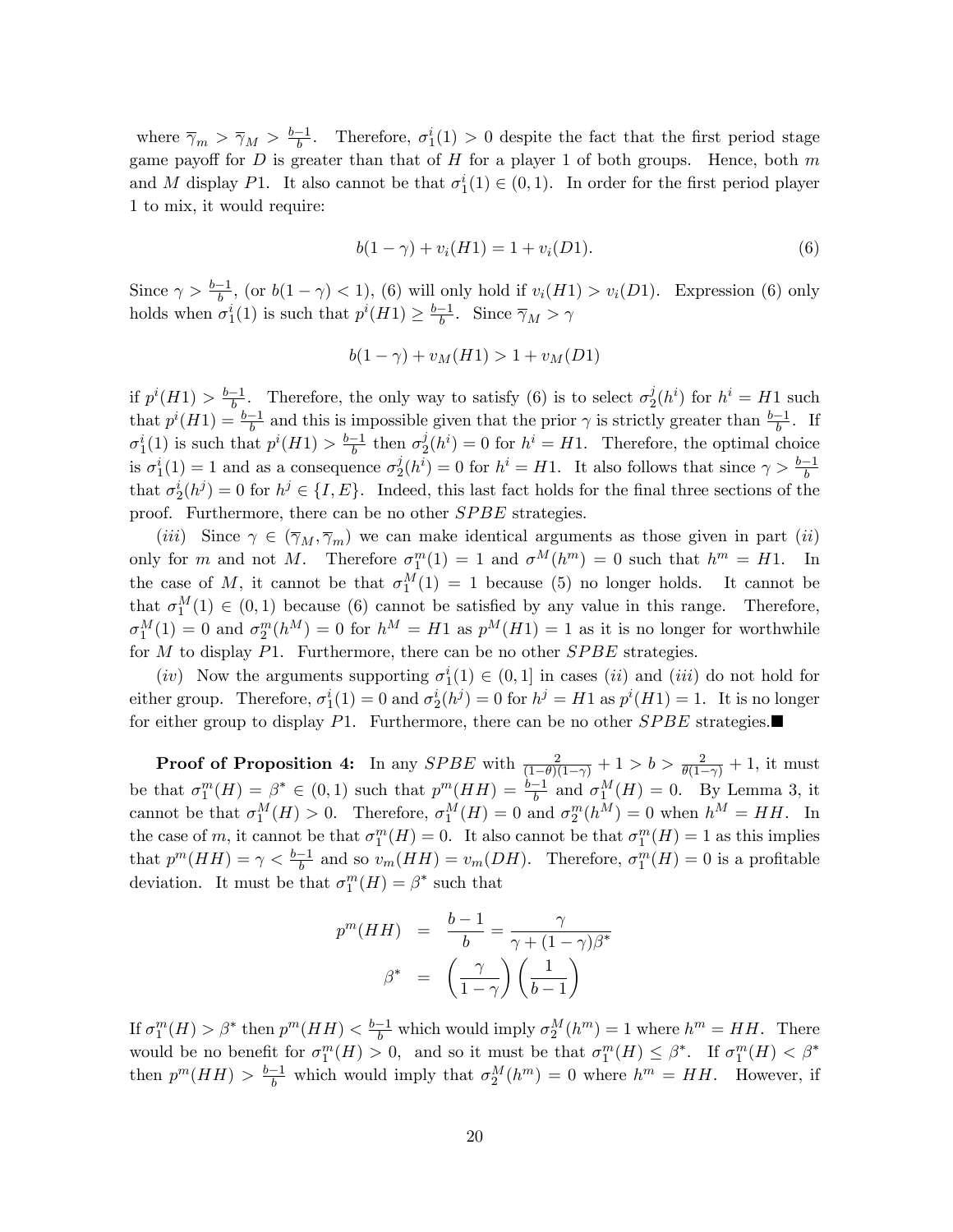where $\overline{\gamma}_m > \overline{\gamma}_M > \frac{b-1}{b}$. Therefore, $\sigma_1^i(1) > 0$ despite the fact that the first period stage game payoff for $D$ is greater than that of $H$ for a player 1 of both groups. Hence, both $m$ and $M$ display $P1$. It also cannot be that $\sigma_1^i(1) \in (0,1)$. In order for the first period player 1 to mix, it would require:

$$b(1-\gamma) + v_i(H1) = 1 + v_i(D1). \tag{6}$$

Since $\gamma > \frac{b-1}{b}$, (or $b(1-\gamma) < 1$), (6) will only hold if $v_i(H1) > v_i(D1)$. Expression (6) only holds when $\sigma_1^i(1)$ is such that $p^i(H1) \geq \frac{b-1}{b}$. Since $\overline{\gamma}_M > \gamma$

$$b(1-\gamma) + v_M(H1) > 1 + v_M(D1)$$

if $p^i(H1) > \frac{b-1}{b}$. Therefore, the only way to satisfy (6) is to select $\sigma_2^j(h^i)$ for $h^i = H1$ such that $p^i(H1) = \frac{b-1}{b}$ and this is impossible given that the prior $\gamma$ is strictly greater than $\frac{b-1}{b}$. If $\sigma_1^i(1)$ is such that $p^i(H1) > \frac{b-1}{b}$ then $\sigma_2^j(h^i) = 0$ for $h^i = H1$. Therefore, the optimal choice is $\sigma_1^i(1) = 1$ and as a consequence $\sigma_2^j(h^i) = 0$ for $h^i = H1$. It also follows that since $\gamma > \frac{b-1}{b}$ that $\sigma_2^i(h^j) = 0$ for $h^j \in \{I, E\}$. Indeed, this last fact holds for the final three sections of the proof. Furthermore, there can be no other $SPBE$ strategies.

(*iii*) Since $\gamma \in (\overline{\gamma}_M, \overline{\gamma}_m)$ we can make identical arguments as those given in part (*ii*) only for $m$ and not $M$. Therefore $\sigma_1^m(1) = 1$ and $\sigma^M(h^m) = 0$ such that $h^m = H1$. In the case of $M$, it cannot be that $\sigma_1^M(1) = 1$ because (5) no longer holds. It cannot be that $\sigma_1^M(1) \in (0,1)$ because (6) cannot be satisfied by any value in this range. Therefore, $\sigma_1^M(1) = 0$ and $\sigma_2^m(h^M) = 0$ for $h^M = H1$ as $p^M(H1) = 1$ as it is no longer for worthwhile for $M$ to display $P1$. Furthermore, there can be no other $SPBE$ strategies.

(*iv*) Now the arguments supporting $\sigma_1^i(1) \in (0,1]$ in cases (*ii*) and (*iii*) do not hold for either group. Therefore, $\sigma_1^i(1) = 0$ and $\sigma_2^i(h^j) = 0$ for $h^j = H1$ as $p^i(H1) = 1$. It is no longer for either group to display $P1$. Furthermore, there can be no other $SPBE$ strategies.■

**Proof of Proposition 4:** In any $SPBE$ with $\frac{2}{(1-\theta)(1-\gamma)} + 1 > b > \frac{2}{\theta(1-\gamma)} + 1$, it must be that $\sigma_1^m(H) = \beta^* \in (0,1)$ such that $p^m(HH) = \frac{b-1}{b}$ and $\sigma_1^M(H) = 0$. By Lemma 3, it cannot be that $\sigma_1^M(H) > 0$. Therefore, $\sigma_1^M(H) = 0$ and $\sigma_2^m(h^M) = 0$ when $h^M = HH$. In the case of $m$, it cannot be that $\sigma_1^m(H) = 0$. It also cannot be that $\sigma_1^m(H) = 1$ as this implies that $p^m(HH) = \gamma < \frac{b-1}{b}$ and so $v_m(HH) = v_m(DH)$. Therefore, $\sigma_1^m(H) = 0$ is a profitable deviation. It must be that $\sigma_1^m(H) = \beta^*$ such that

$$\begin{aligned} p^m(HH) &= \frac{b-1}{b} = \frac{\gamma}{\gamma + (1-\gamma)\beta^*} \\ \beta^* &= \left(\frac{\gamma}{1-\gamma}\right)\left(\frac{1}{b-1}\right) \end{aligned}$$

If $\sigma_1^m(H) > \beta^*$ then $p^m(HH) < \frac{b-1}{b}$ which would imply $\sigma_2^M(h^m) = 1$ where $h^m = HH$. There would be no benefit for $\sigma_1^m(H) > 0$, and so it must be that $\sigma_1^m(H) \leq \beta^*$. If $\sigma_1^m(H) < \beta^*$ then $p^m(HH) > \frac{b-1}{b}$ which would imply that $\sigma_2^M(h^m) = 0$ where $h^m = HH$. However, if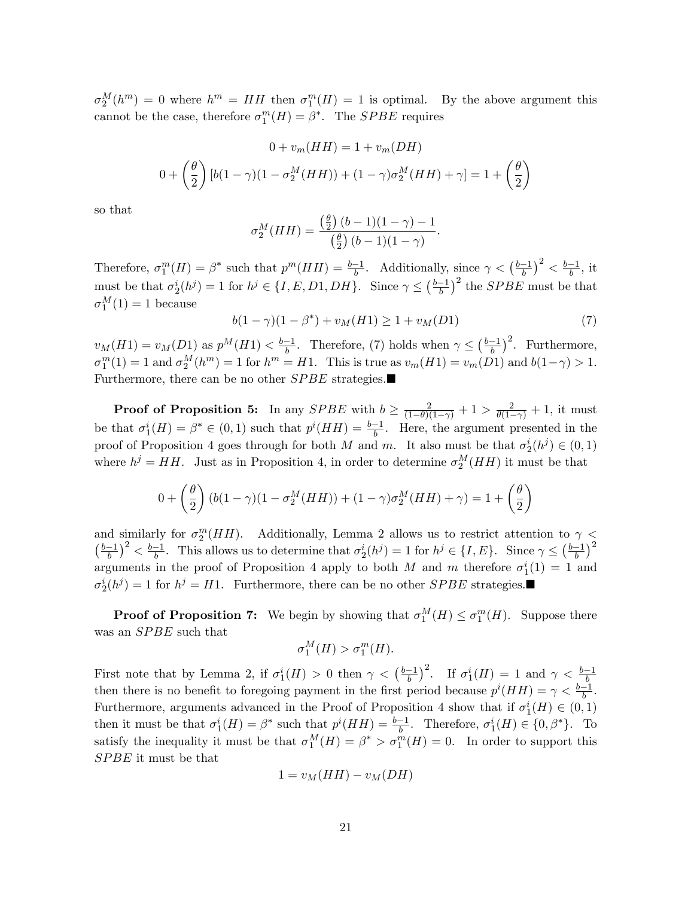$\sigma_2^M(h^m) = 0$ where $h^m = HH$ then $\sigma_1^m(H) = 1$ is optimal. By the above argument this cannot be the case, therefore $\sigma_1^m(H) = \beta^*$. The $SPBE$ requires

$$0 + v_m(HH) = 1 + v_m(DH)$$

$$0 + \left(\frac{\theta}{2}\right)[b(1-\gamma)(1-\sigma_2^M(HH)) + (1-\gamma)\sigma_2^M(HH) + \gamma] = 1 + \left(\frac{\theta}{2}\right)$$

so that

$$\sigma_2^M(HH) = \frac{\left(\frac{\theta}{2}\right)(b-1)(1-\gamma) - 1}{\left(\frac{\theta}{2}\right)(b-1)(1-\gamma)}.$$

Therefore, $\sigma_1^m(H) = \beta^*$ such that $p^m(HH) = \frac{b-1}{b}$. Additionally, since $\gamma < \left(\frac{b-1}{b}\right)^2 < \frac{b-1}{b}$, it must be that $\sigma_2^i(h^j) = 1$ for $h^j \in \{I, E, D1, DH\}$. Since $\gamma \leq \left(\frac{b-1}{b}\right)^2$ the $SPBE$ must be that $\sigma_1^M(1) = 1$ because

$$b(1-\gamma)(1-\beta^*) + v_M(H1) \geq 1 + v_M(D1) \tag{7}$$

$v_M(H1) = v_M(D1)$ as $p^M(H1) < \frac{b-1}{b}$. Therefore, (7) holds when $\gamma \leq \left(\frac{b-1}{b}\right)^2$. Furthermore, $\sigma_1^m(1) = 1$ and $\sigma_2^M(h^m) = 1$ for $h^m = H1$. This is true as $v_m(H1) = v_m(D1)$ and $b(1-\gamma) > 1$. Furthermore, there can be no other $SPBE$ strategies.■

**Proof of Proposition 5:** In any $SPBE$ with $b \geq \frac{2}{(1-\theta)(1-\gamma)} + 1 > \frac{2}{\theta(1-\gamma)} + 1$, it must be that $\sigma_1^i(H) = \beta^* \in (0,1)$ such that $p^i(HH) = \frac{b-1}{b}$. Here, the argument presented in the proof of Proposition 4 goes through for both $M$ and $m$. It also must be that $\sigma_2^i(h^j) \in (0,1)$ where $h^j = HH$. Just as in Proposition 4, in order to determine $\sigma_2^M(HH)$ it must be that

$$0 + \left(\frac{\theta}{2}\right)(b(1-\gamma)(1-\sigma_2^M(HH)) + (1-\gamma)\sigma_2^M(HH) + \gamma) = 1 + \left(\frac{\theta}{2}\right)$$

and similarly for $\sigma_2^m(HH)$. Additionally, Lemma 2 allows us to restrict attention to $\gamma < \left(\frac{b-1}{b}\right)^2 < \frac{b-1}{b}$. This allows us to determine that $\sigma_2^i(h^j) = 1$ for $h^j \in \{I, E\}$. Since $\gamma \leq \left(\frac{b-1}{b}\right)^2$ arguments in the proof of Proposition 4 apply to both $M$ and $m$ therefore $\sigma_1^i(1) = 1$ and $\sigma_2^i(h^j) = 1$ for $h^j = H1$. Furthermore, there can be no other $SPBE$ strategies.■

**Proof of Proposition 7:** We begin by showing that $\sigma_1^M(H) \leq \sigma_1^m(H)$. Suppose there was an $SPBE$ such that

$$\sigma_1^M(H) > \sigma_1^m(H).$$

First note that by Lemma 2, if $\sigma_1^i(H) > 0$ then $\gamma < \left(\frac{b-1}{b}\right)^2$. If $\sigma_1^i(H) = 1$ and $\gamma < \frac{b-1}{b}$ then there is no benefit to foregoing payment in the first period because $p^i(HH) = \gamma < \frac{b-1}{b}$. Furthermore, arguments advanced in the Proof of Proposition 4 show that if $\sigma_1^i(H) \in (0,1)$ then it must be that $\sigma_1^i(H) = \beta^*$ such that $p^i(HH) = \frac{b-1}{b}$. Therefore, $\sigma_1^i(H) \in \{0, \beta^*\}$. To satisfy the inequality it must be that $\sigma_1^M(H) = \beta^* > \sigma_1^m(H) = 0$. In order to support this $SPBE$ it must be that

$$1 = v_M(HH) - v_M(DH)$$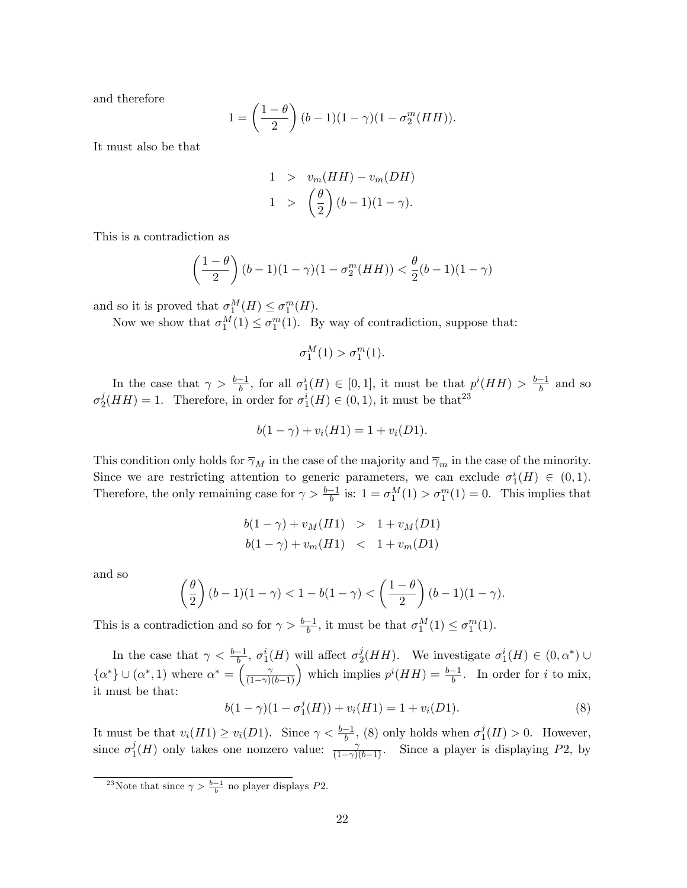and therefore

$$1 = \left(\frac{1-\theta}{2}\right)(b-1)(1-\gamma)(1-\sigma_2^m(HH)).$$

It must also be that

$$\begin{aligned} 1 &> v_m(HH) - v_m(DH) \\ 1 &> \left(\frac{\theta}{2}\right)(b-1)(1-\gamma). \end{aligned}$$

This is a contradiction as

$$\left(\frac{1-\theta}{2}\right)(b-1)(1-\gamma)(1-\sigma_2^m(HH)) < \frac{\theta}{2}(b-1)(1-\gamma)$$

and so it is proved that $\sigma_1^M(H) \leq \sigma_1^m(H)$.

Now we show that $\sigma_1^M(1) \leq \sigma_1^m(1)$. By way of contradiction, suppose that:

$$\sigma_1^M(1) > \sigma_1^m(1).$$

In the case that $\gamma > \frac{b-1}{b}$, for all $\sigma_1^i(H) \in [0,1]$, it must be that $p^i(HH) > \frac{b-1}{b}$ and so $\sigma_2^j(HH) = 1$. Therefore, in order for $\sigma_1^i(H) \in (0,1)$, it must be that[23]

$$b(1-\gamma) + v_i(H1) = 1 + v_i(D1).$$

This condition only holds for $\overline{\gamma}_M$ in the case of the majority and $\overline{\gamma}_m$ in the case of the minority. Since we are restricting attention to generic parameters, we can exclude $\sigma_1^i(H) \in (0,1)$. Therefore, the only remaining case for $\gamma > \frac{b-1}{b}$ is: $1 = \sigma_1^M(1) > \sigma_1^m(1) = 0$. This implies that

$$\begin{aligned} b(1-\gamma) + v_M(H1) &> 1 + v_M(D1) \\ b(1-\gamma) + v_m(H1) &< 1 + v_m(D1) \end{aligned}$$

and so

$$\left(\frac{\theta}{2}\right)(b-1)(1-\gamma) < 1 - b(1-\gamma) < \left(\frac{1-\theta}{2}\right)(b-1)(1-\gamma).$$

This is a contradiction and so for $\gamma > \frac{b-1}{b}$, it must be that $\sigma_1^M(1) \leq \sigma_1^m(1)$.

In the case that $\gamma < \frac{b-1}{b}$, $\sigma_1^i(H)$ will affect $\sigma_2^j(HH)$. We investigate $\sigma_1^i(H) \in (0, \alpha^*) \cup \{\alpha^*\} \cup (\alpha^*, 1)$ where $\alpha^* = \left(\frac{\gamma}{(1-\gamma)(b-1)}\right)$ which implies $p^i(HH) = \frac{b-1}{b}$. In order for $i$ to mix, it must be that:

$$b(1-\gamma)(1-\sigma_1^j(H)) + v_i(H1) = 1 + v_i(D1). \tag{8}$$

It must be that $v_i(H1) \geq v_i(D1)$. Since $\gamma < \frac{b-1}{b}$, (8) only holds when $\sigma_1^j(H) > 0$. However, since $\sigma_1^j(H)$ only takes one nonzero value: $\frac{\gamma}{(1-\gamma)(b-1)}$. Since a player is displaying $P2$, by

[23] Note that since $\gamma > \frac{b-1}{b}$ no player displays $P2$.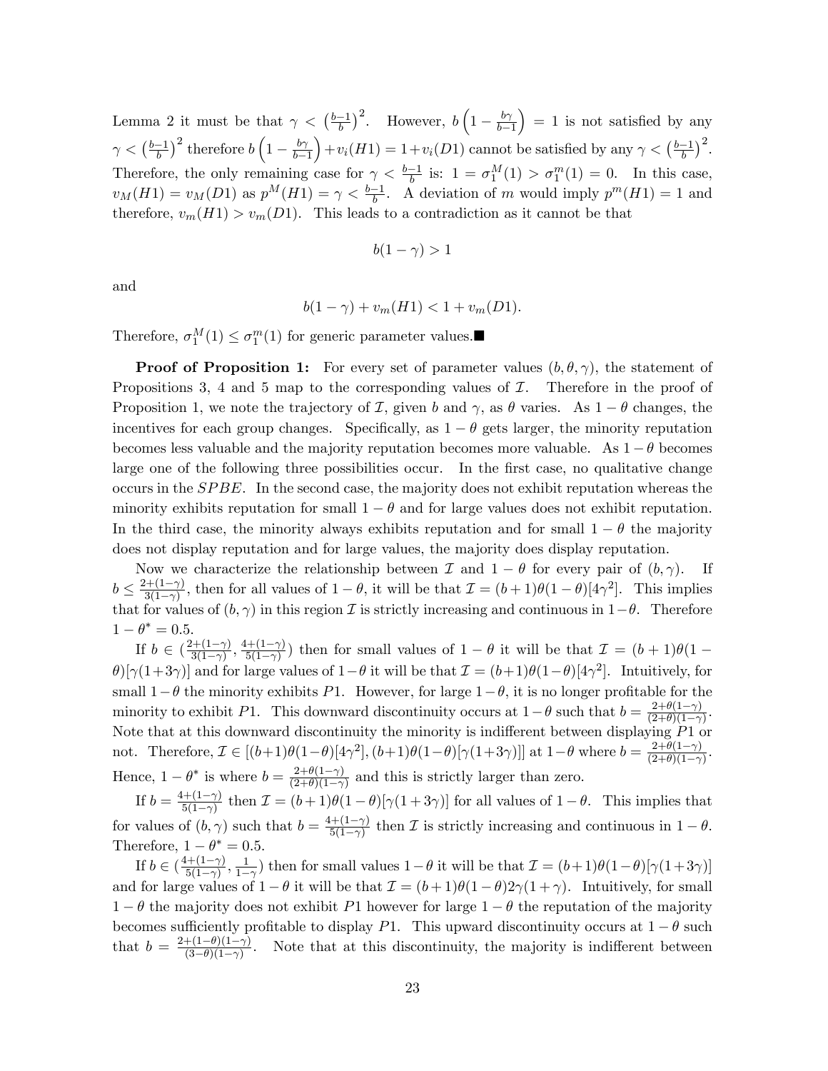Lemma 2 it must be that $\gamma < \left(\frac{b-1}{b}\right)^2$. However, $b\left(1-\frac{b\gamma}{b-1}\right) = 1$ is not satisfied by any $\gamma < \left(\frac{b-1}{b}\right)^2$ therefore $b\left(1-\frac{b\gamma}{b-1}\right) + v_i(H1) = 1 + v_i(D1)$ cannot be satisfied by any $\gamma < \left(\frac{b-1}{b}\right)^2$. Therefore, the only remaining case for $\gamma < \frac{b-1}{b}$ is: $1 = \sigma_1^M(1) > \sigma_1^m(1) = 0$. In this case, $v_M(H1) = v_M(D1)$ as $p^M(H1) = \gamma < \frac{b-1}{b}$. A deviation of $m$ would imply $p^m(H1) = 1$ and therefore, $v_m(H1) > v_m(D1)$. This leads to a contradiction as it cannot be that

$$b(1-\gamma) > 1$$

and

$$b(1-\gamma) + v_m(H1) < 1 + v_m(D1).$$

Therefore, $\sigma_1^M(1) \leq \sigma_1^m(1)$ for generic parameter values.■

**Proof of Proposition 1:** For every set of parameter values $(b, \theta, \gamma)$, the statement of Propositions 3, 4 and 5 map to the corresponding values of $\mathcal{I}$. Therefore in the proof of Proposition 1, we note the trajectory of $\mathcal{I}$, given $b$ and $\gamma$, as $\theta$ varies. As $1-\theta$ changes, the incentives for each group changes. Specifically, as $1-\theta$ gets larger, the minority reputation becomes less valuable and the majority reputation becomes more valuable. As $1-\theta$ becomes large one of the following three possibilities occur. In the first case, no qualitative change occurs in the $SPBE$. In the second case, the majority does not exhibit reputation whereas the minority exhibits reputation for small $1-\theta$ and for large values does not exhibit reputation. In the third case, the minority always exhibits reputation and for small $1-\theta$ the majority does not display reputation and for large values, the majority does display reputation.

Now we characterize the relationship between $\mathcal{I}$ and $1-\theta$ for every pair of $(b, \gamma)$. If $b \leq \frac{2+(1-\gamma)}{3(1-\gamma)}$, then for all values of $1-\theta$, it will be that $\mathcal{I} = (b+1)\theta(1-\theta)[4\gamma^2]$. This implies that for values of $(b, \gamma)$ in this region $\mathcal{I}$ is strictly increasing and continuous in $1-\theta$. Therefore $1-\theta^* = 0.5$.

If $b \in \left(\frac{2+(1-\gamma)}{3(1-\gamma)}, \frac{4+(1-\gamma)}{5(1-\gamma)}\right)$ then for small values of $1-\theta$ it will be that $\mathcal{I} = (b+1)\theta(1-\theta)[\gamma(1+3\gamma)]$ and for large values of $1-\theta$ it will be that $\mathcal{I} = (b+1)\theta(1-\theta)[4\gamma^2]$. Intuitively, for small $1-\theta$ the minority exhibits $P1$. However, for large $1-\theta$, it is no longer profitable for the minority to exhibit $P1$. This downward discontinuity occurs at $1-\theta$ such that $b = \frac{2+\theta(1-\gamma)}{(2+\theta)(1-\gamma)}$. Note that at this downward discontinuity the minority is indifferent between displaying $P1$ or not. Therefore, $\mathcal{I} \in [(b+1)\theta(1-\theta)[4\gamma^2], (b+1)\theta(1-\theta)[\gamma(1+3\gamma)]]$ at $1-\theta$ where $b = \frac{2+\theta(1-\gamma)}{(2+\theta)(1-\gamma)}$. Hence, $1-\theta^*$ is where $b = \frac{2+\theta(1-\gamma)}{(2+\theta)(1-\gamma)}$ and this is strictly larger than zero.

If $b = \frac{4+(1-\gamma)}{5(1-\gamma)}$ then $\mathcal{I} = (b+1)\theta(1-\theta)[\gamma(1+3\gamma)]$ for all values of $1-\theta$. This implies that for values of $(b, \gamma)$ such that $b = \frac{4+(1-\gamma)}{5(1-\gamma)}$ then $\mathcal{I}$ is strictly increasing and continuous in $1-\theta$. Therefore, $1-\theta^* = 0.5$.

If $b \in \left(\frac{4+(1-\gamma)}{5(1-\gamma)}, \frac{1}{1-\gamma}\right)$ then for small values $1-\theta$ it will be that $\mathcal{I} = (b+1)\theta(1-\theta)[\gamma(1+3\gamma)]$ and for large values of $1-\theta$ it will be that $\mathcal{I} = (b+1)\theta(1-\theta)2\gamma(1+\gamma)$. Intuitively, for small $1-\theta$ the majority does not exhibit $P1$ however for large $1-\theta$ the reputation of the majority becomes sufficiently profitable to display $P1$. This upward discontinuity occurs at $1-\theta$ such that $b = \frac{2+(1-\theta)(1-\gamma)}{(3-\theta)(1-\gamma)}$. Note that at this discontinuity, the majority is indifferent between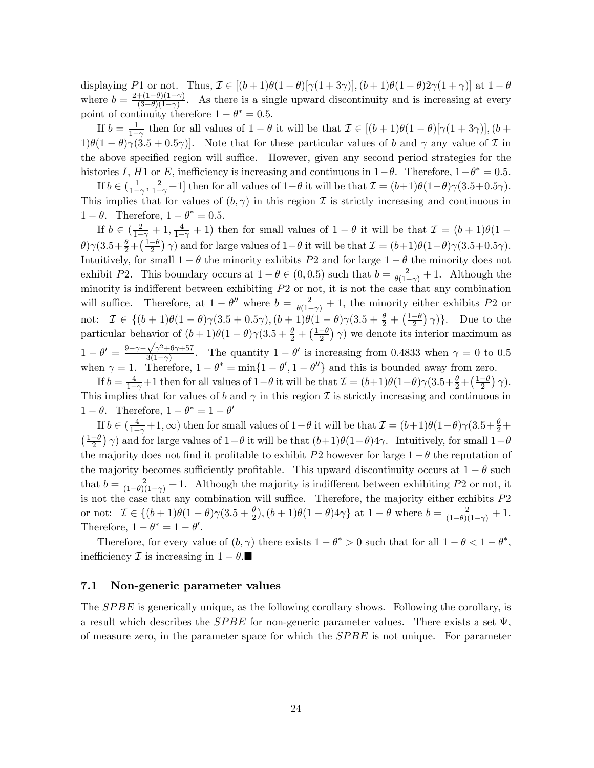displaying $P1$ or not. Thus, $\mathcal{I} \in [(b+1)\theta(1-\theta)[\gamma(1+3\gamma)], (b+1)\theta(1-\theta)2\gamma(1+\gamma)]$ at $1-\theta$ where $b = \frac{2+(1-\theta)(1-\gamma)}{(3-\theta)(1-\gamma)}$. As there is a single upward discontinuity and is increasing at every point of continuity therefore $1-\theta^* = 0.5$.

If $b = \frac{1}{1-\gamma}$ then for all values of $1-\theta$ it will be that $\mathcal{I} \in [(b+1)\theta(1-\theta)[\gamma(1+3\gamma)], (b+1)\theta(1-\theta)\gamma(3.5+0.5\gamma)]$. Note that for these particular values of $b$ and $\gamma$ any value of $\mathcal{I}$ in the above specified region will suffice. However, given any second period strategies for the histories $I$, $H1$ or $E$, inefficiency is increasing and continuous in $1-\theta$. Therefore, $1-\theta^* = 0.5$.

If $b \in (\frac{1}{1-\gamma}, \frac{2}{1-\gamma}+1]$ then for all values of $1-\theta$ it will be that $\mathcal{I} = (b+1)\theta(1-\theta)\gamma(3.5+0.5\gamma)$. This implies that for values of $(b,\gamma)$ in this region $\mathcal{I}$ is strictly increasing and continuous in $1-\theta$. Therefore, $1-\theta^* = 0.5$.

If $b \in (\frac{2}{1-\gamma}+1, \frac{4}{1-\gamma}+1)$ then for small values of $1-\theta$ it will be that $\mathcal{I} = (b+1)\theta(1-\theta)\gamma(3.5+\frac{\theta}{2}+\left(\frac{1-\theta}{2}\right)\gamma)$ and for large values of $1-\theta$ it will be that $\mathcal{I} = (b+1)\theta(1-\theta)\gamma(3.5+0.5\gamma)$. Intuitively, for small $1-\theta$ the minority exhibits $P2$ and for large $1-\theta$ the minority does not exhibit $P2$. This boundary occurs at $1-\theta \in (0, 0.5)$ such that $b = \frac{2}{\theta(1-\gamma)}+1$. Although the minority is indifferent between exhibiting $P2$ or not, it is not the case that any combination will suffice. Therefore, at $1-\theta''$ where $b = \frac{2}{\theta(1-\gamma)}+1$, the minority either exhibits $P2$ or not: $\mathcal{I} \in \{(b+1)\theta(1-\theta)\gamma(3.5+0.5\gamma), (b+1)\theta(1-\theta)\gamma(3.5+\frac{\theta}{2}+\left(\frac{1-\theta}{2}\right)\gamma)\}$. Due to the particular behavior of $(b+1)\theta(1-\theta)\gamma(3.5+\frac{\theta}{2}+\left(\frac{1-\theta}{2}\right)\gamma)$ we denote its interior maximum as $1-\theta' = \frac{9-\gamma-\sqrt{\gamma^2+6\gamma+57}}{3(1-\gamma)}$. The quantity $1-\theta'$ is increasing from 0.4833 when $\gamma = 0$ to 0.5 when $\gamma = 1$. Therefore, $1-\theta^* = \min\{1-\theta', 1-\theta''\}$ and this is bounded away from zero.

If $b = \frac{4}{1-\gamma}+1$ then for all values of $1-\theta$ it will be that $\mathcal{I} = (b+1)\theta(1-\theta)\gamma(3.5+\frac{\theta}{2}+\left(\frac{1-\theta}{2}\right)\gamma)$. This implies that for values of $b$ and $\gamma$ in this region $\mathcal{I}$ is strictly increasing and continuous in $1-\theta$. Therefore, $1-\theta^* = 1-\theta'$

If $b \in (\frac{4}{1-\gamma}+1, \infty)$ then for small values of $1-\theta$ it will be that $\mathcal{I} = (b+1)\theta(1-\theta)\gamma(3.5+\frac{\theta}{2}+\left(\frac{1-\theta}{2}\right)\gamma)$ and for large values of $1-\theta$ it will be that $(b+1)\theta(1-\theta)4\gamma$. Intuitively, for small $1-\theta$ the majority does not find it profitable to exhibit $P2$ however for large $1-\theta$ the reputation of the majority becomes sufficiently profitable. This upward discontinuity occurs at $1-\theta$ such that $b = \frac{2}{(1-\theta)(1-\gamma)}+1$. Although the majority is indifferent between exhibiting $P2$ or not, it is not the case that any combination will suffice. Therefore, the majority either exhibits $P2$ or not: $\mathcal{I} \in \{(b+1)\theta(1-\theta)\gamma(3.5+\frac{\theta}{2}), (b+1)\theta(1-\theta)4\gamma\}$ at $1-\theta$ where $b = \frac{2}{(1-\theta)(1-\gamma)}+1$. Therefore, $1-\theta^* = 1-\theta'$.

Therefore, for every value of $(b,\gamma)$ there exists $1-\theta^* > 0$ such that for all $1-\theta < 1-\theta^*$, inefficiency $\mathcal{I}$ is increasing in $1-\theta$.■

### 7.1 Non-generic parameter values

The $SPBE$ is generically unique, as the following corollary shows. Following the corollary, is a result which describes the $SPBE$ for non-generic parameter values. There exists a set $\Psi$, of measure zero, in the parameter space for which the $SPBE$ is not unique. For parameter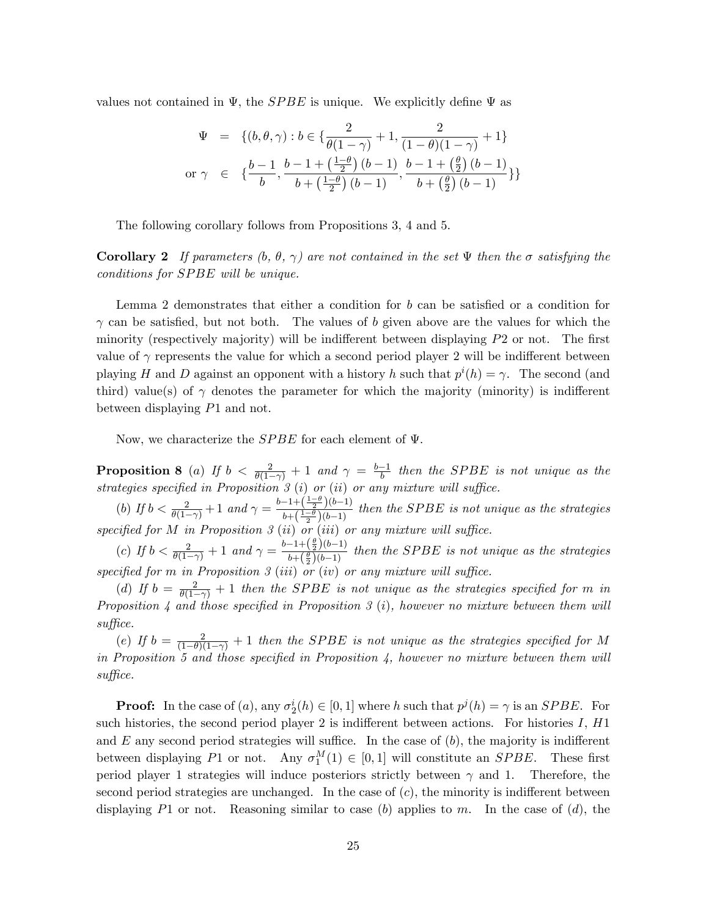values not contained in $\Psi$, the $SPBE$ is unique. We explicitly define $\Psi$ as

$$
\begin{aligned}
\Psi &= \{(b, \theta, \gamma) : b \in \{\frac{2}{\theta(1-\gamma)} + 1, \frac{2}{(1-\theta)(1-\gamma)} + 1\} \\
\text{or } \gamma &\in \{\frac{b-1}{b}, \frac{b-1+\left(\frac{1-\theta}{2}\right)(b-1)}{b+\left(\frac{1-\theta}{2}\right)(b-1)}, \frac{b-1+\left(\frac{\theta}{2}\right)(b-1)}{b+\left(\frac{\theta}{2}\right)(b-1)}\}\}
\end{aligned}
$$

The following corollary follows from Propositions 3, 4 and 5.

**Corollary 2** *If parameters ($b$, $\theta$, $\gamma$) are not contained in the set $\Psi$ then the $\sigma$ satisfying the conditions for $SPBE$ will be unique.*

Lemma 2 demonstrates that either a condition for $b$ can be satisfied or a condition for $\gamma$ can be satisfied, but not both. The values of $b$ given above are the values for which the minority (respectively majority) will be indifferent between displaying $P2$ or not. The first value of $\gamma$ represents the value for which a second period player 2 will be indifferent between playing $H$ and $D$ against an opponent with a history $h$ such that $p^i(h) = \gamma$. The second (and third) value(s) of $\gamma$ denotes the parameter for which the majority (minority) is indifferent between displaying $P1$ and not.

Now, we characterize the $SPBE$ for each element of $\Psi$.

**Proposition 8** *(a) If $b < \frac{2}{\theta(1-\gamma)} + 1$ and $\gamma = \frac{b-1}{b}$ then the $SPBE$ is not unique as the strategies specified in Proposition 3 (i) or (ii) or any mixture will suffice.*

*(b) If $b < \frac{2}{\theta(1-\gamma)} + 1$ and $\gamma = \frac{b-1+\left(\frac{1-\theta}{2}\right)(b-1)}{b+\left(\frac{1-\theta}{2}\right)(b-1)}$ then the $SPBE$ is not unique as the strategies specified for $M$ in Proposition 3 (ii) or (iii) or any mixture will suffice.*

*(c) If $b < \frac{2}{\theta(1-\gamma)} + 1$ and $\gamma = \frac{b-1+\left(\frac{\theta}{2}\right)(b-1)}{b+\left(\frac{\theta}{2}\right)(b-1)}$ then the $SPBE$ is not unique as the strategies specified for $m$ in Proposition 3 (iii) or (iv) or any mixture will suffice.*

*(d) If $b = \frac{2}{\theta(1-\gamma)} + 1$ then the $SPBE$ is not unique as the strategies specified for $m$ in Proposition 4 and those specified in Proposition 3 (i), however no mixture between them will suffice.*

*(e) If $b = \frac{2}{(1-\theta)(1-\gamma)} + 1$ then the $SPBE$ is not unique as the strategies specified for $M$ in Proposition 5 and those specified in Proposition 4, however no mixture between them will suffice.*

**Proof:** In the case of $(a)$, any $\sigma_2^i(h) \in [0, 1]$ where $h$ such that $p^j(h) = \gamma$ is an $SPBE$. For such histories, the second period player 2 is indifferent between actions. For histories $I$, $H1$ and $E$ any second period strategies will suffice. In the case of $(b)$, the majority is indifferent between displaying $P1$ or not. Any $\sigma_1^M(1) \in [0, 1]$ will constitute an $SPBE$. These first period player 1 strategies will induce posteriors strictly between $\gamma$ and 1. Therefore, the second period strategies are unchanged. In the case of $(c)$, the minority is indifferent between displaying $P1$ or not. Reasoning similar to case $(b)$ applies to $m$. In the case of $(d)$, the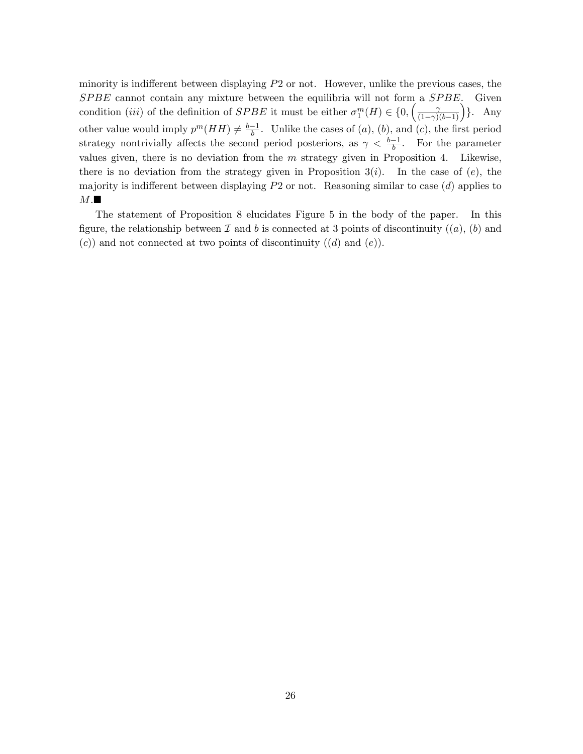minority is indifferent between displaying $P2$ or not. However, unlike the previous cases, the $SPBE$ cannot contain any mixture between the equilibria will not form a $SPBE$. Given condition $(iii)$ of the definition of $SPBE$ it must be either $\sigma_1^m(H) \in \{0, \left(\frac{\gamma}{(1-\gamma)(b-1)}\right)\}$. Any other value would imply $p^m(HH) \neq \frac{b-1}{b}$. Unlike the cases of $(a)$, $(b)$, and $(c)$, the first period strategy nontrivially affects the second period posteriors, as $\gamma < \frac{b-1}{b}$. For the parameter values given, there is no deviation from the $m$ strategy given in Proposition 4. Likewise, there is no deviation from the strategy given in Proposition 3$(i)$. In the case of $(e)$, the majority is indifferent between displaying $P2$ or not. Reasoning similar to case $(d)$ applies to $M$.■

The statement of Proposition 8 elucidates Figure 5 in the body of the paper. In this figure, the relationship between $\mathcal{I}$ and $b$ is connected at 3 points of discontinuity ($(a)$, $(b)$ and $(c)$) and not connected at two points of discontinuity ($(d)$ and $(e)$).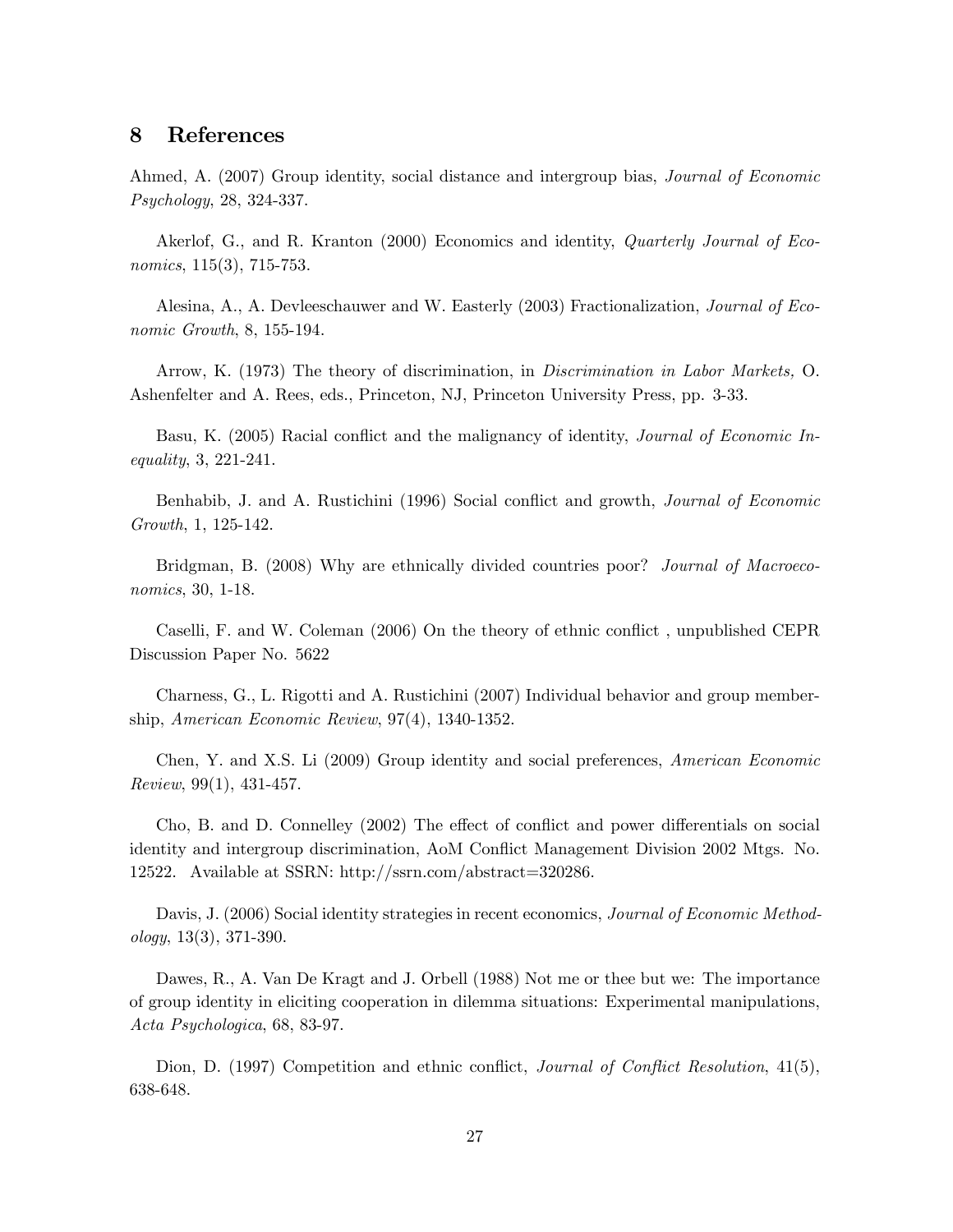## 8 References

Ahmed, A. (2007) Group identity, social distance and intergroup bias, *Journal of Economic Psychology*, 28, 324-337.

Akerlof, G., and R. Kranton (2000) Economics and identity, *Quarterly Journal of Economics*, 115(3), 715-753.

Alesina, A., A. Devleeschauwer and W. Easterly (2003) Fractionalization, *Journal of Economic Growth*, 8, 155-194.

Arrow, K. (1973) The theory of discrimination, in *Discrimination in Labor Markets,* O. Ashenfelter and A. Rees, eds., Princeton, NJ, Princeton University Press, pp. 3-33.

Basu, K. (2005) Racial conflict and the malignancy of identity, *Journal of Economic Inequality*, 3, 221-241.

Benhabib, J. and A. Rustichini (1996) Social conflict and growth, *Journal of Economic Growth*, 1, 125-142.

Bridgman, B. (2008) Why are ethnically divided countries poor? *Journal of Macroeconomics*, 30, 1-18.

Caselli, F. and W. Coleman (2006) On the theory of ethnic conflict , unpublished CEPR Discussion Paper No. 5622

Charness, G., L. Rigotti and A. Rustichini (2007) Individual behavior and group membership, *American Economic Review*, 97(4), 1340-1352.

Chen, Y. and X.S. Li (2009) Group identity and social preferences, *American Economic Review*, 99(1), 431-457.

Cho, B. and D. Connelley (2002) The effect of conflict and power differentials on social identity and intergroup discrimination, AoM Conflict Management Division 2002 Mtgs. No. 12522. Available at SSRN: http://ssrn.com/abstract=320286.

Davis, J. (2006) Social identity strategies in recent economics, *Journal of Economic Methodology*, 13(3), 371-390.

Dawes, R., A. Van De Kragt and J. Orbell (1988) Not me or thee but we: The importance of group identity in eliciting cooperation in dilemma situations: Experimental manipulations, *Acta Psychologica*, 68, 83-97.

Dion, D. (1997) Competition and ethnic conflict, *Journal of Conflict Resolution*, 41(5), 638-648.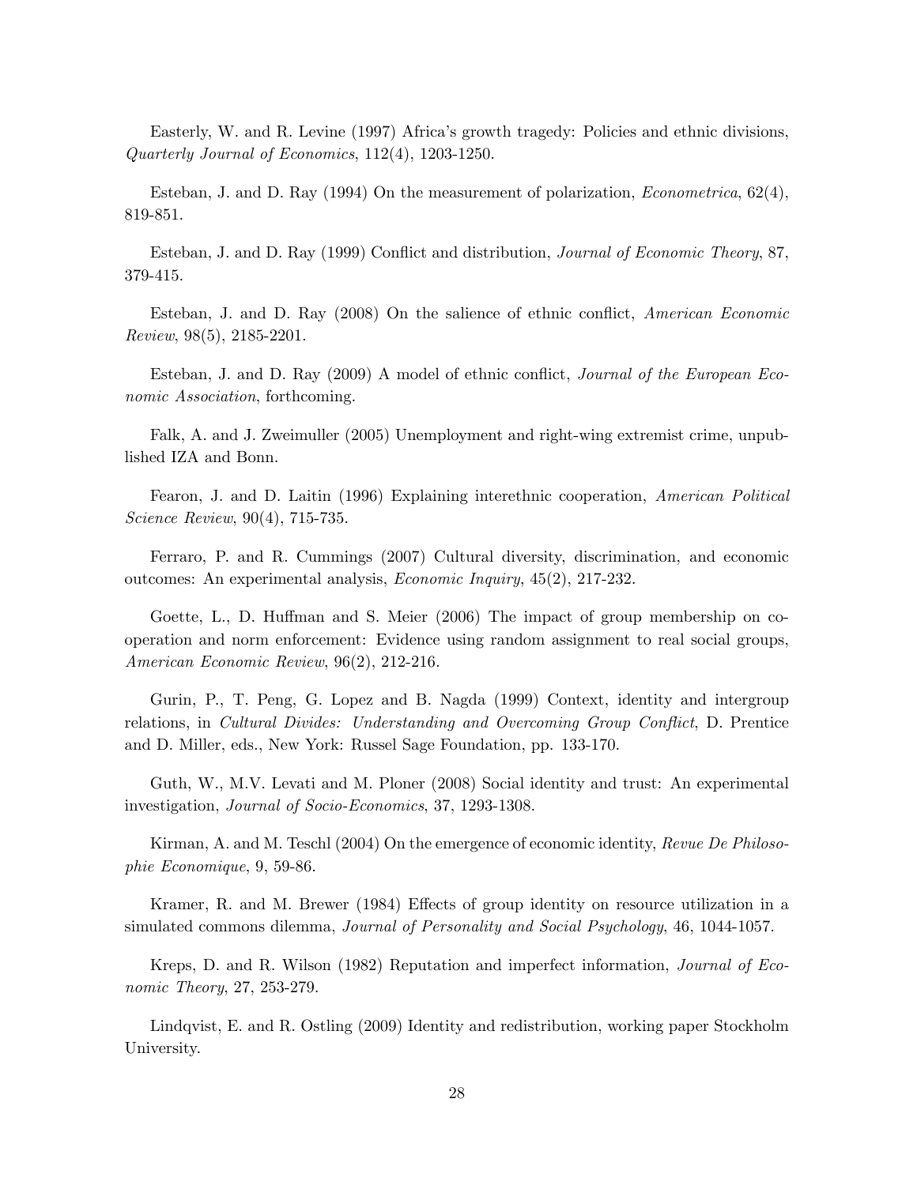Easterly, W. and R. Levine (1997) Africa's growth tragedy: Policies and ethnic divisions, *Quarterly Journal of Economics*, 112(4), 1203-1250.

Esteban, J. and D. Ray (1994) On the measurement of polarization, *Econometrica*, 62(4), 819-851.

Esteban, J. and D. Ray (1999) Conflict and distribution, *Journal of Economic Theory*, 87, 379-415.

Esteban, J. and D. Ray (2008) On the salience of ethnic conflict, *American Economic Review*, 98(5), 2185-2201.

Esteban, J. and D. Ray (2009) A model of ethnic conflict, *Journal of the European Economic Association*, forthcoming.

Falk, A. and J. Zweimuller (2005) Unemployment and right-wing extremist crime, unpublished IZA and Bonn.

Fearon, J. and D. Laitin (1996) Explaining interethnic cooperation, *American Political Science Review*, 90(4), 715-735.

Ferraro, P. and R. Cummings (2007) Cultural diversity, discrimination, and economic outcomes: An experimental analysis, *Economic Inquiry*, 45(2), 217-232.

Goette, L., D. Huffman and S. Meier (2006) The impact of group membership on cooperation and norm enforcement: Evidence using random assignment to real social groups, *American Economic Review*, 96(2), 212-216.

Gurin, P., T. Peng, G. Lopez and B. Nagda (1999) Context, identity and intergroup relations, in *Cultural Divides: Understanding and Overcoming Group Conflict*, D. Prentice and D. Miller, eds., New York: Russel Sage Foundation, pp. 133-170.

Guth, W., M.V. Levati and M. Ploner (2008) Social identity and trust: An experimental investigation, *Journal of Socio-Economics*, 37, 1293-1308.

Kirman, A. and M. Teschl (2004) On the emergence of economic identity, *Revue De Philosophie Economique*, 9, 59-86.

Kramer, R. and M. Brewer (1984) Effects of group identity on resource utilization in a simulated commons dilemma, *Journal of Personality and Social Psychology*, 46, 1044-1057.

Kreps, D. and R. Wilson (1982) Reputation and imperfect information, *Journal of Economic Theory*, 27, 253-279.

Lindqvist, E. and R. Ostling (2009) Identity and redistribution, working paper Stockholm University.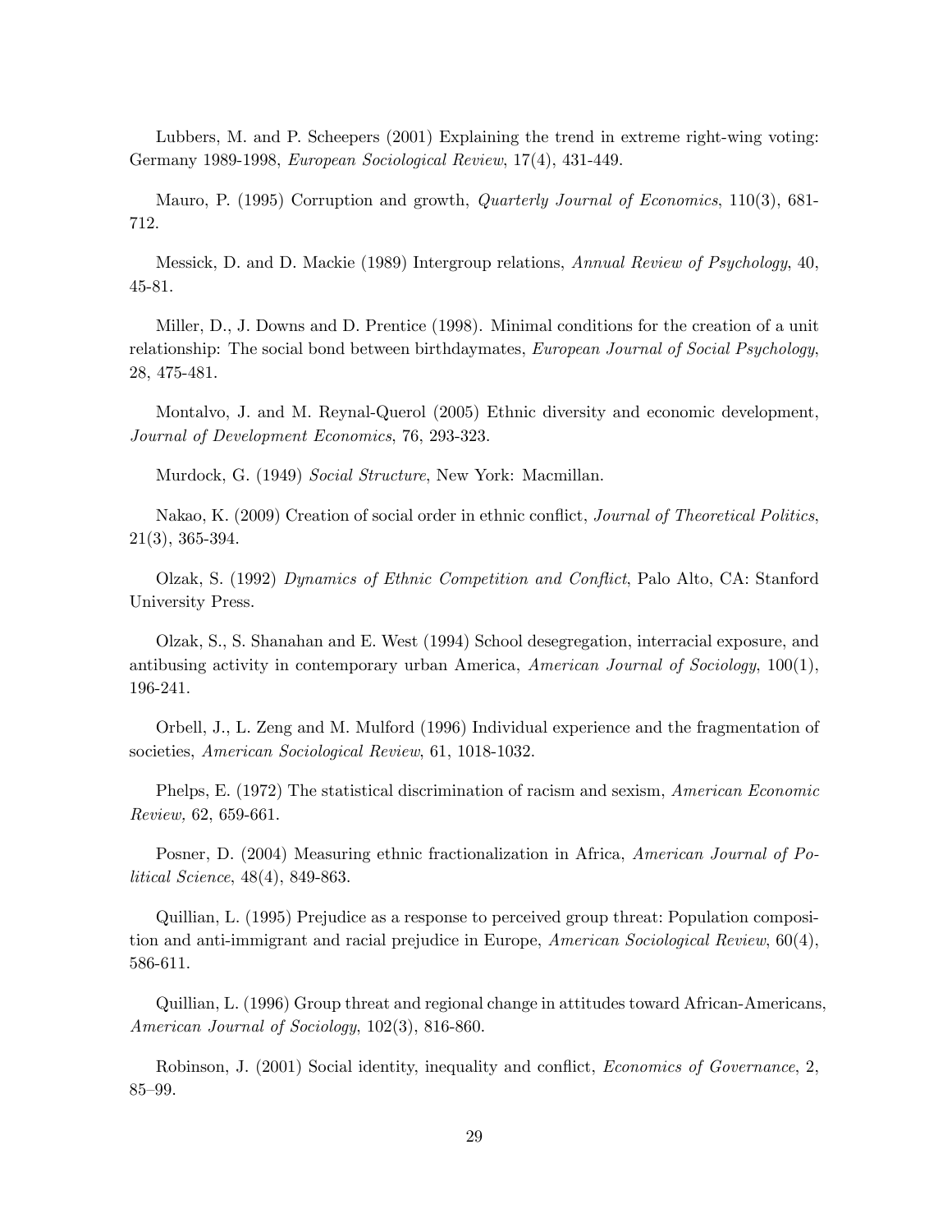Lubbers, M. and P. Scheepers (2001) Explaining the trend in extreme right-wing voting: Germany 1989-1998, *European Sociological Review*, 17(4), 431-449.

Mauro, P. (1995) Corruption and growth, *Quarterly Journal of Economics*, 110(3), 681-712.

Messick, D. and D. Mackie (1989) Intergroup relations, *Annual Review of Psychology*, 40, 45-81.

Miller, D., J. Downs and D. Prentice (1998). Minimal conditions for the creation of a unit relationship: The social bond between birthdaymates, *European Journal of Social Psychology*, 28, 475-481.

Montalvo, J. and M. Reynal-Querol (2005) Ethnic diversity and economic development, *Journal of Development Economics*, 76, 293-323.

Murdock, G. (1949) *Social Structure*, New York: Macmillan.

Nakao, K. (2009) Creation of social order in ethnic conflict, *Journal of Theoretical Politics*, 21(3), 365-394.

Olzak, S. (1992) *Dynamics of Ethnic Competition and Conflict*, Palo Alto, CA: Stanford University Press.

Olzak, S., S. Shanahan and E. West (1994) School desegregation, interracial exposure, and antibusing activity in contemporary urban America, *American Journal of Sociology*, 100(1), 196-241.

Orbell, J., L. Zeng and M. Mulford (1996) Individual experience and the fragmentation of societies, *American Sociological Review*, 61, 1018-1032.

Phelps, E. (1972) The statistical discrimination of racism and sexism, *American Economic Review,* 62, 659-661.

Posner, D. (2004) Measuring ethnic fractionalization in Africa, *American Journal of Political Science*, 48(4), 849-863.

Quillian, L. (1995) Prejudice as a response to perceived group threat: Population composition and anti-immigrant and racial prejudice in Europe, *American Sociological Review*, 60(4), 586-611.

Quillian, L. (1996) Group threat and regional change in attitudes toward African-Americans, *American Journal of Sociology*, 102(3), 816-860.

Robinson, J. (2001) Social identity, inequality and conflict, *Economics of Governance*, 2, 85–99.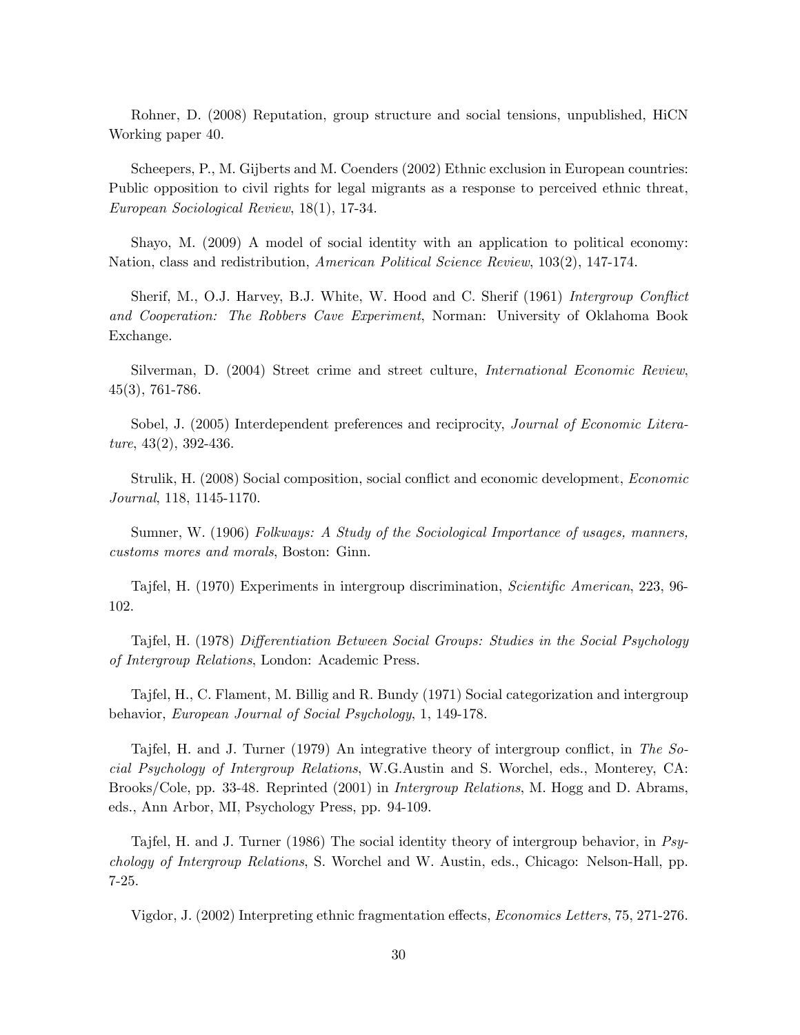Rohner, D. (2008) Reputation, group structure and social tensions, unpublished, HiCN Working paper 40.

Scheepers, P., M. Gijberts and M. Coenders (2002) Ethnic exclusion in European countries: Public opposition to civil rights for legal migrants as a response to perceived ethnic threat, *European Sociological Review*, 18(1), 17-34.

Shayo, M. (2009) A model of social identity with an application to political economy: Nation, class and redistribution, *American Political Science Review*, 103(2), 147-174.

Sherif, M., O.J. Harvey, B.J. White, W. Hood and C. Sherif (1961) *Intergroup Conflict and Cooperation: The Robbers Cave Experiment*, Norman: University of Oklahoma Book Exchange.

Silverman, D. (2004) Street crime and street culture, *International Economic Review*, 45(3), 761-786.

Sobel, J. (2005) Interdependent preferences and reciprocity, *Journal of Economic Literature*, 43(2), 392-436.

Strulik, H. (2008) Social composition, social conflict and economic development, *Economic Journal*, 118, 1145-1170.

Sumner, W. (1906) *Folkways: A Study of the Sociological Importance of usages, manners, customs mores and morals*, Boston: Ginn.

Tajfel, H. (1970) Experiments in intergroup discrimination, *Scientific American*, 223, 96-102.

Tajfel, H. (1978) *Differentiation Between Social Groups: Studies in the Social Psychology of Intergroup Relations*, London: Academic Press.

Tajfel, H., C. Flament, M. Billig and R. Bundy (1971) Social categorization and intergroup behavior, *European Journal of Social Psychology*, 1, 149-178.

Tajfel, H. and J. Turner (1979) An integrative theory of intergroup conflict, in *The Social Psychology of Intergroup Relations*, W.G.Austin and S. Worchel, eds., Monterey, CA: Brooks/Cole, pp. 33-48. Reprinted (2001) in *Intergroup Relations*, M. Hogg and D. Abrams, eds., Ann Arbor, MI, Psychology Press, pp. 94-109.

Tajfel, H. and J. Turner (1986) The social identity theory of intergroup behavior, in *Psychology of Intergroup Relations*, S. Worchel and W. Austin, eds., Chicago: Nelson-Hall, pp. 7-25.

Vigdor, J. (2002) Interpreting ethnic fragmentation effects, *Economics Letters*, 75, 271-276.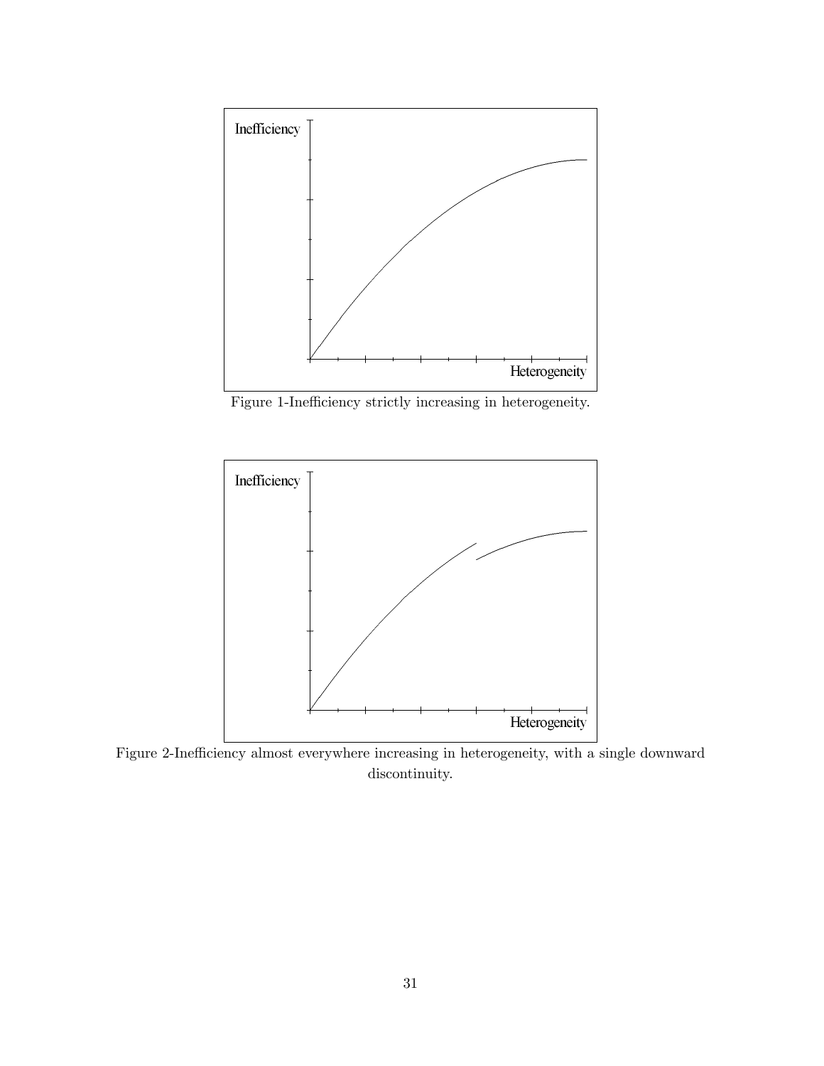Figure 1-Inefficiency strictly increasing in heterogeneity.

Figure 2-Inefficiency almost everywhere increasing in heterogeneity, with a single downward discontinuity.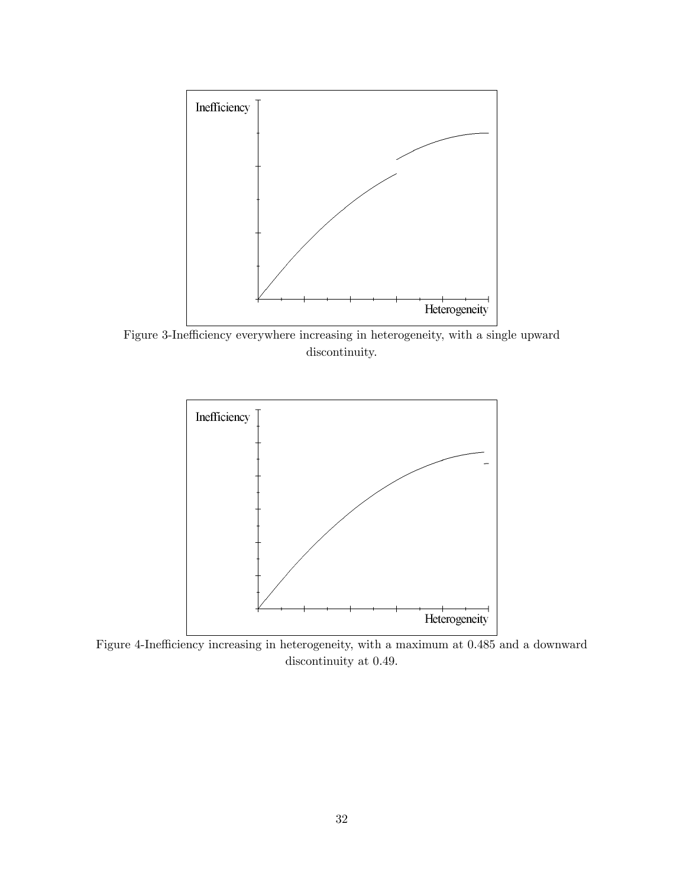Figure 3-Inefficiency everywhere increasing in heterogeneity, with a single upward discontinuity.

Figure 4-Inefficiency increasing in heterogeneity, with a maximum at 0.485 and a downward discontinuity at 0.49.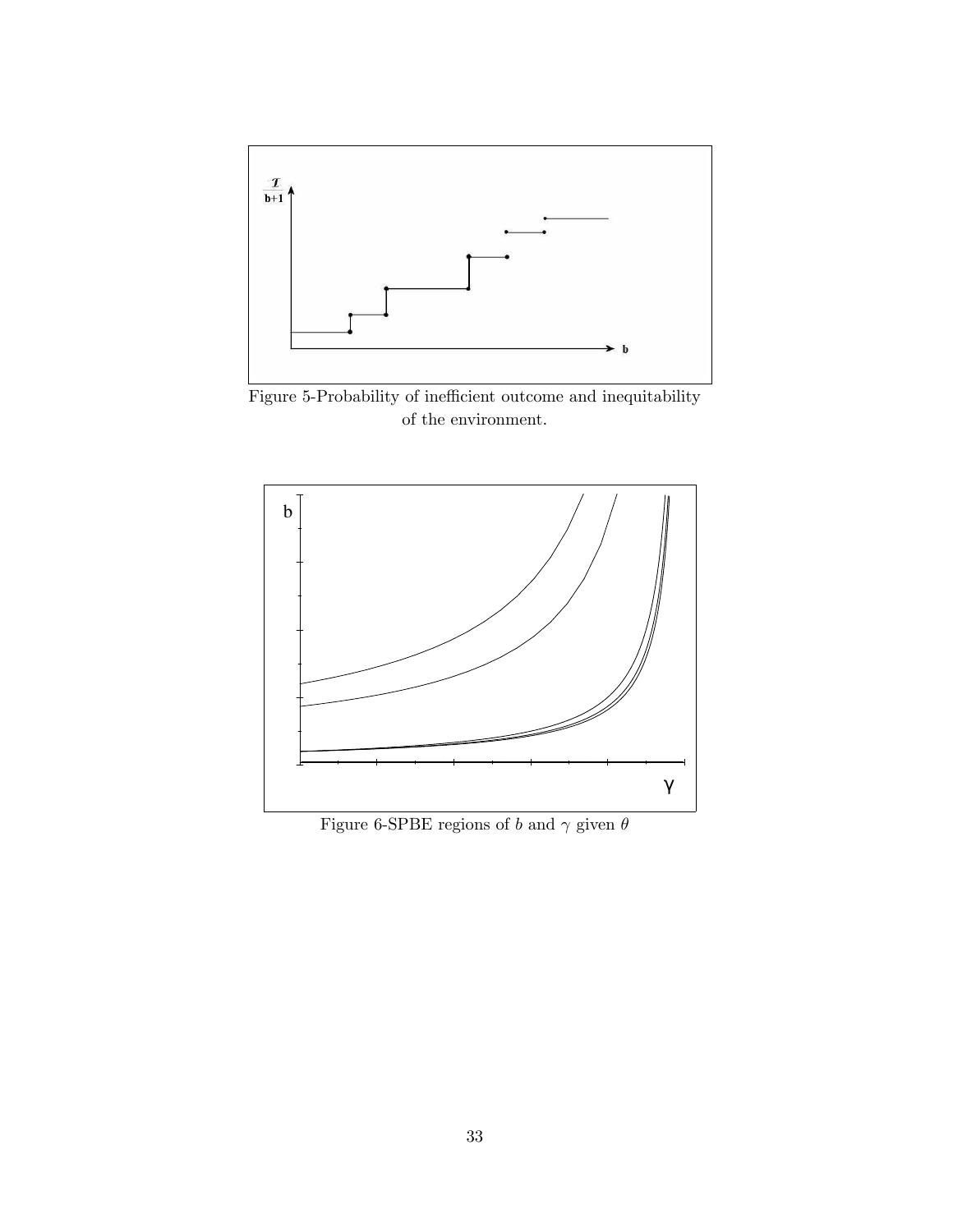$\frac{\mathcal{I}}{b+1}$

b

Figure 5-Probability of inefficient outcome and inequitability of the environment.

b

γ

Figure 6-SPBE regions of $b$ and $\gamma$ given $\theta$